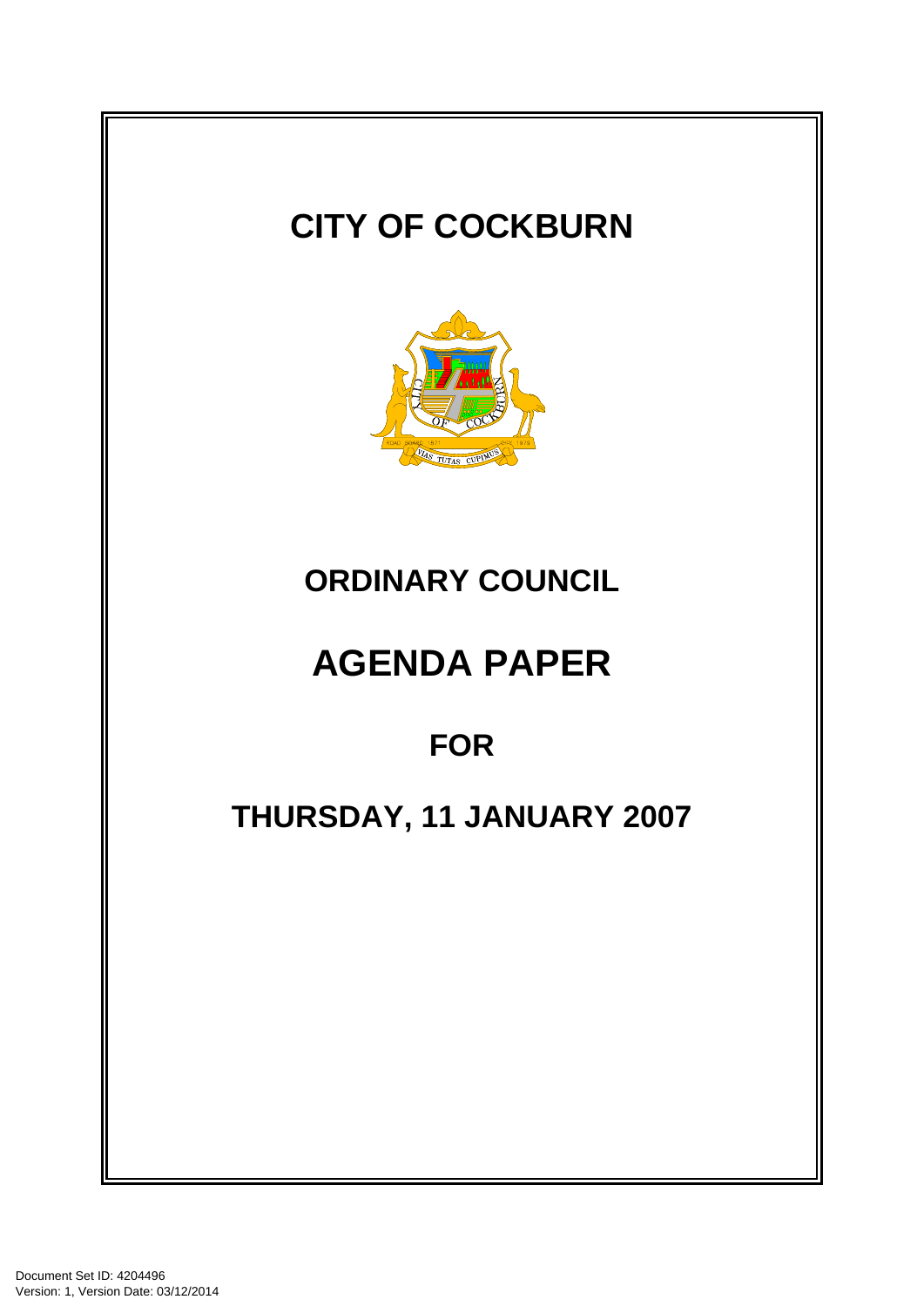# CITY OF COCKBURN

## ORDINARY COUNCIL

# AGENDA PAPER

## FOR

## THURSDAY, 11 JANUARY 2007

Document Set ID: 4204496
Version: 1, Version Date: 03/12/2014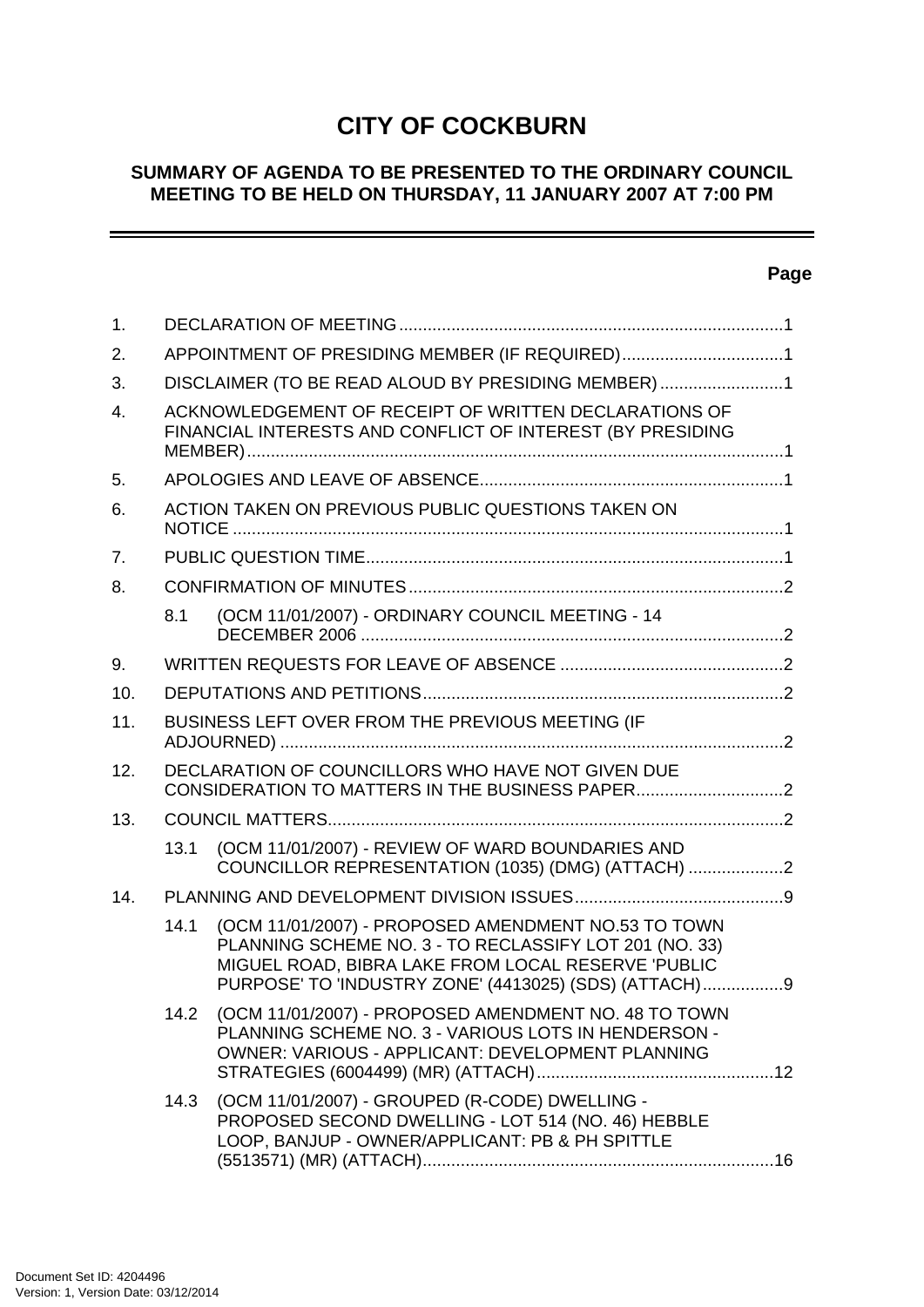# CITY OF COCKBURN

## SUMMARY OF AGENDA TO BE PRESENTED TO THE ORDINARY COUNCIL MEETING TO BE HELD ON THURSDAY, 11 JANUARY 2007 AT 7:00 PM

**Page**

1. DECLARATION OF MEETING ....... 1
2. APPOINTMENT OF PRESIDING MEMBER (IF REQUIRED) ....... 1
3. DISCLAIMER (TO BE READ ALOUD BY PRESIDING MEMBER) ....... 1
4. ACKNOWLEDGEMENT OF RECEIPT OF WRITTEN DECLARATIONS OF FINANCIAL INTERESTS AND CONFLICT OF INTEREST (BY PRESIDING MEMBER) ....... 1
5. APOLOGIES AND LEAVE OF ABSENCE ....... 1
6. ACTION TAKEN ON PREVIOUS PUBLIC QUESTIONS TAKEN ON NOTICE ....... 1
7. PUBLIC QUESTION TIME ....... 1
8. CONFIRMATION OF MINUTES ....... 2
   - 8.1 (OCM 11/01/2007) - ORDINARY COUNCIL MEETING - 14 DECEMBER 2006 ....... 2
9. WRITTEN REQUESTS FOR LEAVE OF ABSENCE ....... 2
10. DEPUTATIONS AND PETITIONS ....... 2
11. BUSINESS LEFT OVER FROM THE PREVIOUS MEETING (IF ADJOURNED) ....... 2
12. DECLARATION OF COUNCILLORS WHO HAVE NOT GIVEN DUE CONSIDERATION TO MATTERS IN THE BUSINESS PAPER ....... 2
13. COUNCIL MATTERS ....... 2
   - 13.1 (OCM 11/01/2007) - REVIEW OF WARD BOUNDARIES AND COUNCILLOR REPRESENTATION (1035) (DMG) (ATTACH) ....... 2
14. PLANNING AND DEVELOPMENT DIVISION ISSUES ....... 9
   - 14.1 (OCM 11/01/2007) - PROPOSED AMENDMENT NO.53 TO TOWN PLANNING SCHEME NO. 3 - TO RECLASSIFY LOT 201 (NO. 33) MIGUEL ROAD, BIBRA LAKE FROM LOCAL RESERVE 'PUBLIC PURPOSE' TO 'INDUSTRY ZONE' (4413025) (SDS) (ATTACH) ....... 9
   - 14.2 (OCM 11/01/2007) - PROPOSED AMENDMENT NO. 48 TO TOWN PLANNING SCHEME NO. 3 - VARIOUS LOTS IN HENDERSON - OWNER: VARIOUS - APPLICANT: DEVELOPMENT PLANNING STRATEGIES (6004499) (MR) (ATTACH) ....... 12
   - 14.3 (OCM 11/01/2007) - GROUPED (R-CODE) DWELLING - PROPOSED SECOND DWELLING - LOT 514 (NO. 46) HEBBLE LOOP, BANJUP - OWNER/APPLICANT: PB & PH SPITTLE (5513571) (MR) (ATTACH) ....... 16

Document Set ID: 4204496
Version: 1, Version Date: 03/12/2014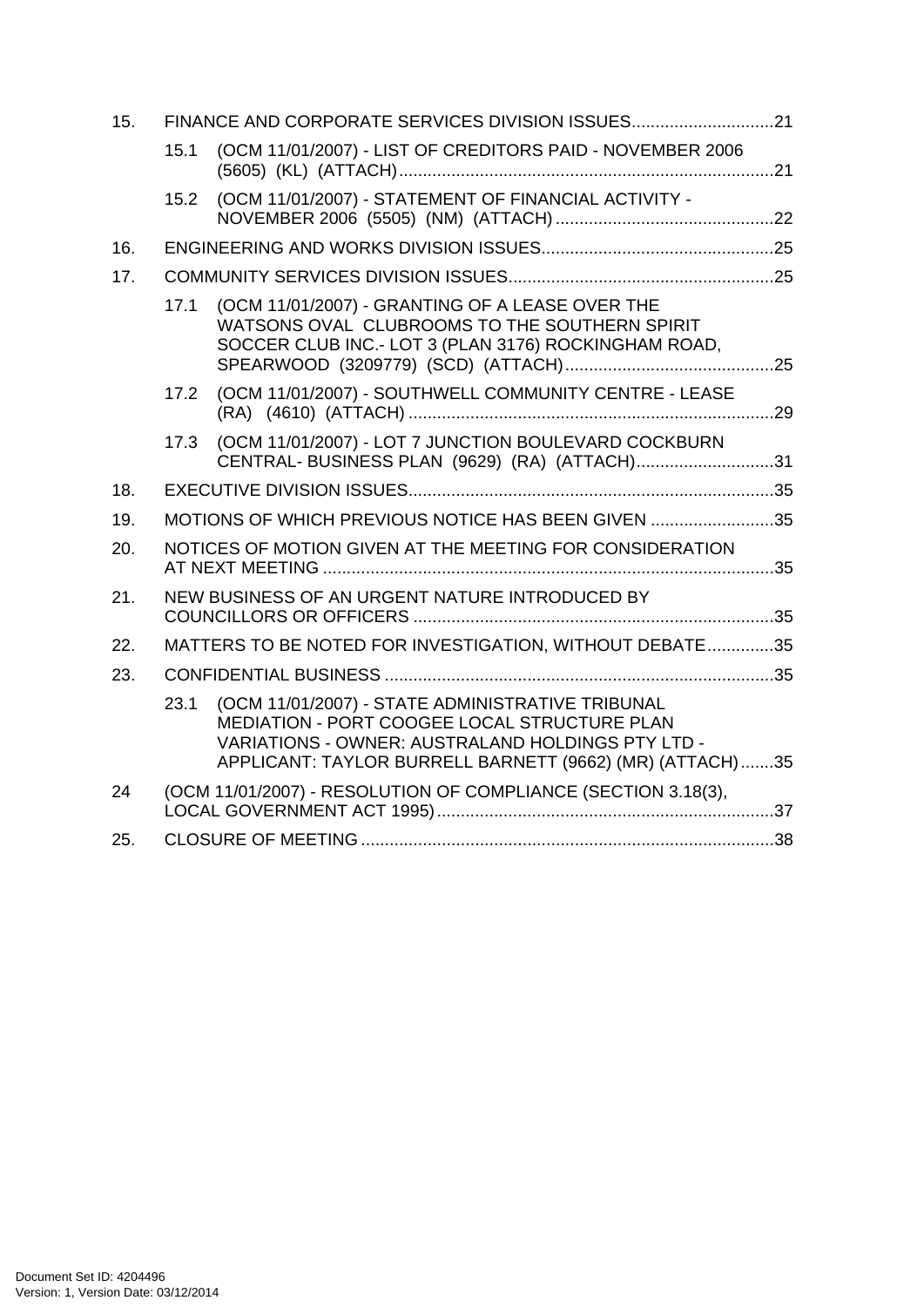15. FINANCE AND CORPORATE SERVICES DIVISION ISSUES.............................21

 15.1 (OCM 11/01/2007) - LIST OF CREDITORS PAID - NOVEMBER 2006 (5605) (KL) (ATTACH)...............................................................................21

 15.2 (OCM 11/01/2007) - STATEMENT OF FINANCIAL ACTIVITY - NOVEMBER 2006 (5505) (NM) (ATTACH)..............................................22

16. ENGINEERING AND WORKS DIVISION ISSUES.................................................25

17. COMMUNITY SERVICES DIVISION ISSUES........................................................25

 17.1 (OCM 11/01/2007) - GRANTING OF A LEASE OVER THE WATSONS OVAL CLUBROOMS TO THE SOUTHERN SPIRIT SOCCER CLUB INC.- LOT 3 (PLAN 3176) ROCKINGHAM ROAD, SPEARWOOD (3209779) (SCD) (ATTACH)............................................25

 17.2 (OCM 11/01/2007) - SOUTHWELL COMMUNITY CENTRE - LEASE (RA) (4610) (ATTACH).............................................................................29

 17.3 (OCM 11/01/2007) - LOT 7 JUNCTION BOULEVARD COCKBURN CENTRAL- BUSINESS PLAN (9629) (RA) (ATTACH).............................31

18. EXECUTIVE DIVISION ISSUES............................................................................35

19. MOTIONS OF WHICH PREVIOUS NOTICE HAS BEEN GIVEN ..........................35

20. NOTICES OF MOTION GIVEN AT THE MEETING FOR CONSIDERATION AT NEXT MEETING ..............................................................................................35

21. NEW BUSINESS OF AN URGENT NATURE INTRODUCED BY COUNCILLORS OR OFFICERS ............................................................................35

22. MATTERS TO BE NOTED FOR INVESTIGATION, WITHOUT DEBATE..............35

23. CONFIDENTIAL BUSINESS ..................................................................................35

 23.1 (OCM 11/01/2007) - STATE ADMINISTRATIVE TRIBUNAL MEDIATION - PORT COOGEE LOCAL STRUCTURE PLAN VARIATIONS - OWNER: AUSTRALAND HOLDINGS PTY LTD - APPLICANT: TAYLOR BURRELL BARNETT (9662) (MR) (ATTACH).......35

24 (OCM 11/01/2007) - RESOLUTION OF COMPLIANCE (SECTION 3.18(3), LOCAL GOVERNMENT ACT 1995).......................................................................37

25. CLOSURE OF MEETING .......................................................................................38

Document Set ID: 4204496
Version: 1, Version Date: 03/12/2014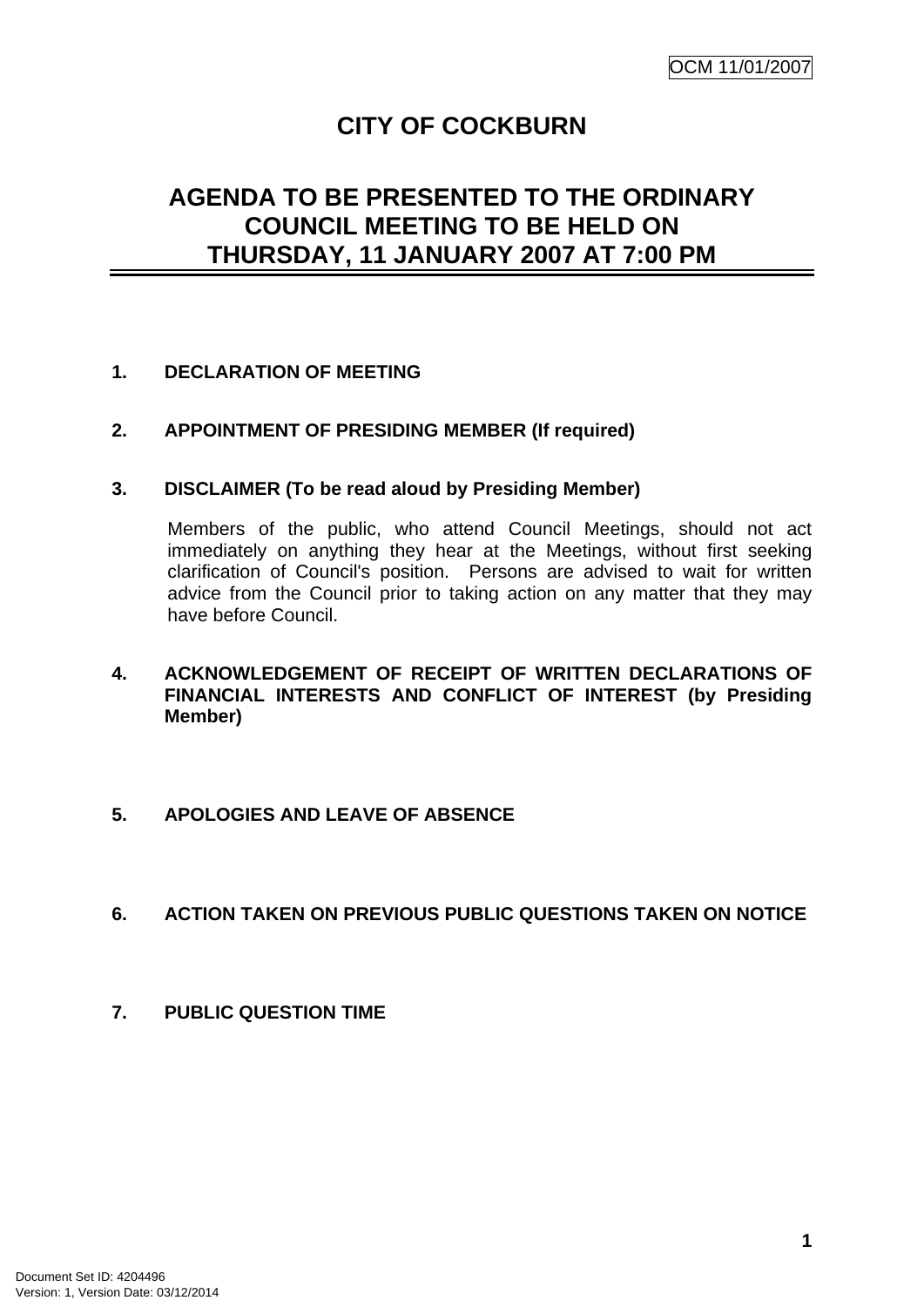OCM 11/01/2007

# CITY OF COCKBURN

## AGENDA TO BE PRESENTED TO THE ORDINARY COUNCIL MEETING TO BE HELD ON THURSDAY, 11 JANUARY 2007 AT 7:00 PM

**1. DECLARATION OF MEETING**

**2. APPOINTMENT OF PRESIDING MEMBER (If required)**

**3. DISCLAIMER (To be read aloud by Presiding Member)**

Members of the public, who attend Council Meetings, should not act immediately on anything they hear at the Meetings, without first seeking clarification of Council's position. Persons are advised to wait for written advice from the Council prior to taking action on any matter that they may have before Council.

**4. ACKNOWLEDGEMENT OF RECEIPT OF WRITTEN DECLARATIONS OF FINANCIAL INTERESTS AND CONFLICT OF INTEREST (by Presiding Member)**

**5. APOLOGIES AND LEAVE OF ABSENCE**

**6. ACTION TAKEN ON PREVIOUS PUBLIC QUESTIONS TAKEN ON NOTICE**

**7. PUBLIC QUESTION TIME**

Document Set ID: 4204496
Version: 1, Version Date: 03/12/2014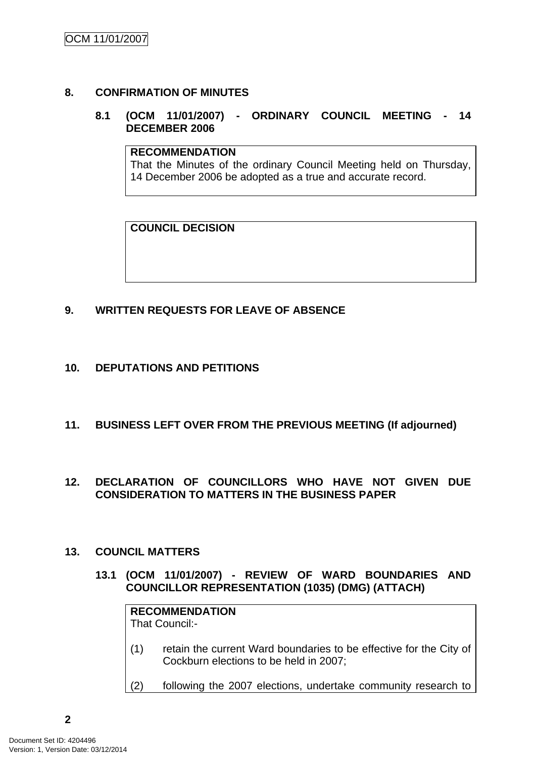## 8. CONFIRMATION OF MINUTES

### 8.1 (OCM 11/01/2007) - ORDINARY COUNCIL MEETING - 14 DECEMBER 2006

**RECOMMENDATION**
That the Minutes of the ordinary Council Meeting held on Thursday, 14 December 2006 be adopted as a true and accurate record.

**COUNCIL DECISION**

## 9. WRITTEN REQUESTS FOR LEAVE OF ABSENCE

## 10. DEPUTATIONS AND PETITIONS

## 11. BUSINESS LEFT OVER FROM THE PREVIOUS MEETING (If adjourned)

## 12. DECLARATION OF COUNCILLORS WHO HAVE NOT GIVEN DUE CONSIDERATION TO MATTERS IN THE BUSINESS PAPER

## 13. COUNCIL MATTERS

### 13.1 (OCM 11/01/2007) - REVIEW OF WARD BOUNDARIES AND COUNCILLOR REPRESENTATION (1035) (DMG) (ATTACH)

**RECOMMENDATION**
That Council:-

(1) retain the current Ward boundaries to be effective for the City of Cockburn elections to be held in 2007;

(2) following the 2007 elections, undertake community research to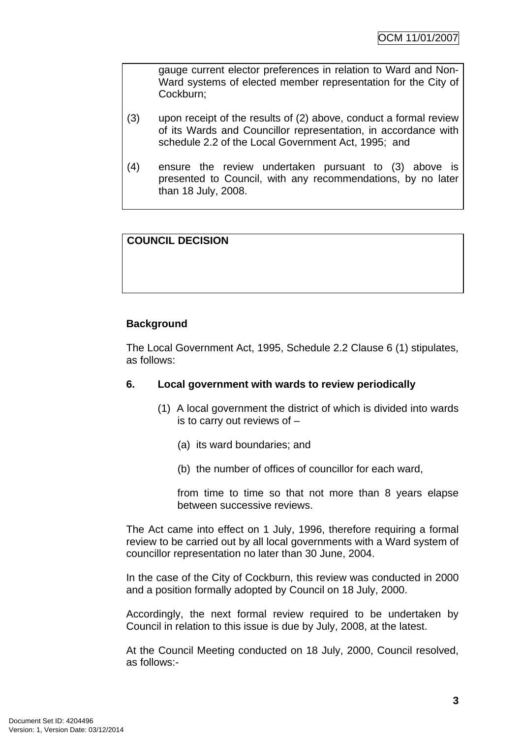gauge current elector preferences in relation to Ward and Non-Ward systems of elected member representation for the City of Cockburn;

(3) upon receipt of the results of (2) above, conduct a formal review of its Wards and Councillor representation, in accordance with schedule 2.2 of the Local Government Act, 1995; and

(4) ensure the review undertaken pursuant to (3) above is presented to Council, with any recommendations, by no later than 18 July, 2008.

**COUNCIL DECISION**

**Background**

The Local Government Act, 1995, Schedule 2.2 Clause 6 (1) stipulates, as follows:

**6. Local government with wards to review periodically**

(1) A local government the district of which is divided into wards is to carry out reviews of –

(a) its ward boundaries; and

(b) the number of offices of councillor for each ward,

from time to time so that not more than 8 years elapse between successive reviews.

The Act came into effect on 1 July, 1996, therefore requiring a formal review to be carried out by all local governments with a Ward system of councillor representation no later than 30 June, 2004.

In the case of the City of Cockburn, this review was conducted in 2000 and a position formally adopted by Council on 18 July, 2000.

Accordingly, the next formal review required to be undertaken by Council in relation to this issue is due by July, 2008, at the latest.

At the Council Meeting conducted on 18 July, 2000, Council resolved, as follows:-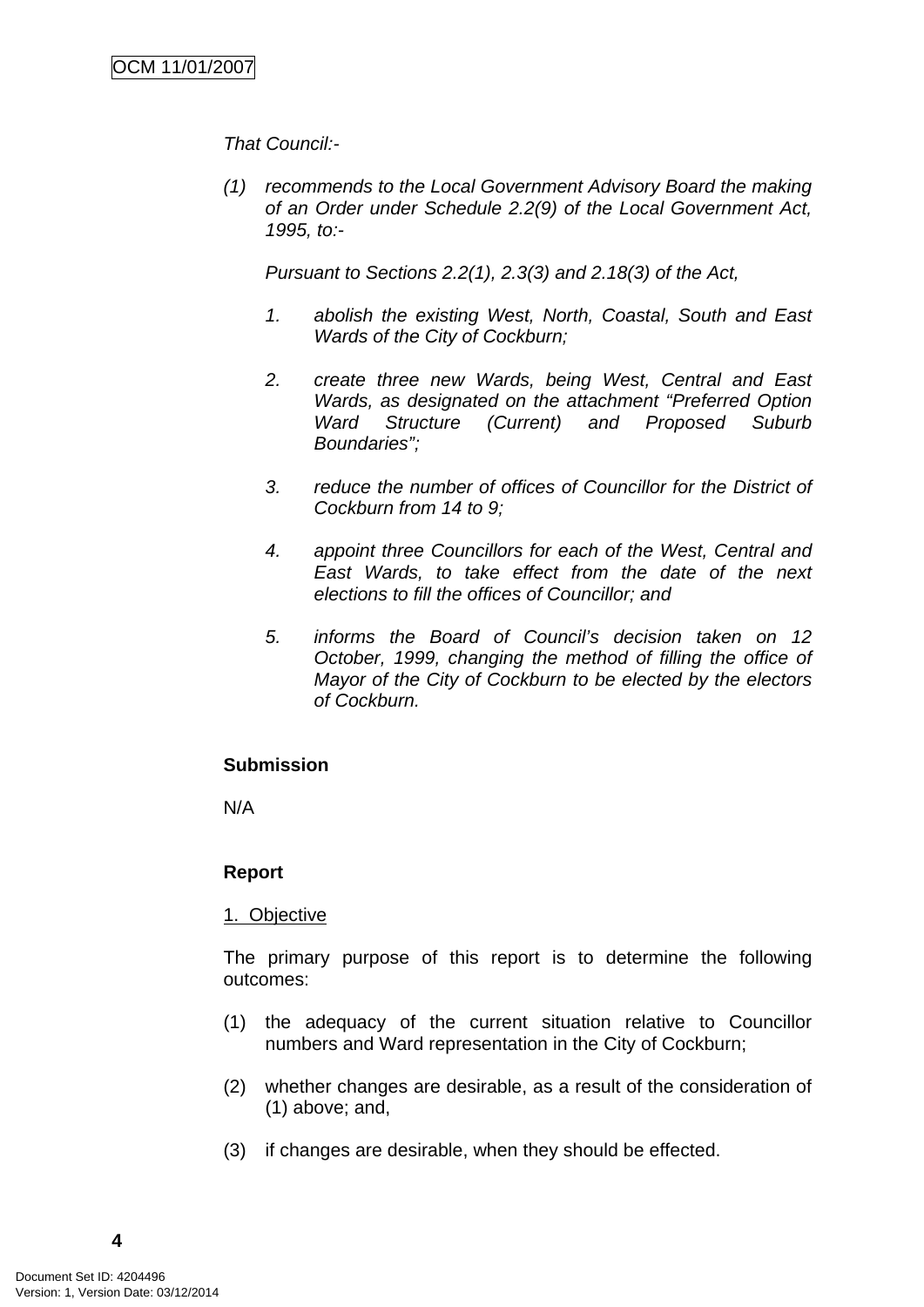*That Council:-*

*(1) recommends to the Local Government Advisory Board the making of an Order under Schedule 2.2(9) of the Local Government Act, 1995, to:-*

*Pursuant to Sections 2.2(1), 2.3(3) and 2.18(3) of the Act,*

*1. abolish the existing West, North, Coastal, South and East Wards of the City of Cockburn;*

*2. create three new Wards, being West, Central and East Wards, as designated on the attachment "Preferred Option Ward Structure (Current) and Proposed Suburb Boundaries";*

*3. reduce the number of offices of Councillor for the District of Cockburn from 14 to 9;*

*4. appoint three Councillors for each of the West, Central and East Wards, to take effect from the date of the next elections to fill the offices of Councillor; and*

*5. informs the Board of Council's decision taken on 12 October, 1999, changing the method of filling the office of Mayor of the City of Cockburn to be elected by the electors of Cockburn.*

**Submission**

N/A

**Report**

1. Objective

The primary purpose of this report is to determine the following outcomes:

(1) the adequacy of the current situation relative to Councillor numbers and Ward representation in the City of Cockburn;

(2) whether changes are desirable, as a result of the consideration of (1) above; and,

(3) if changes are desirable, when they should be effected.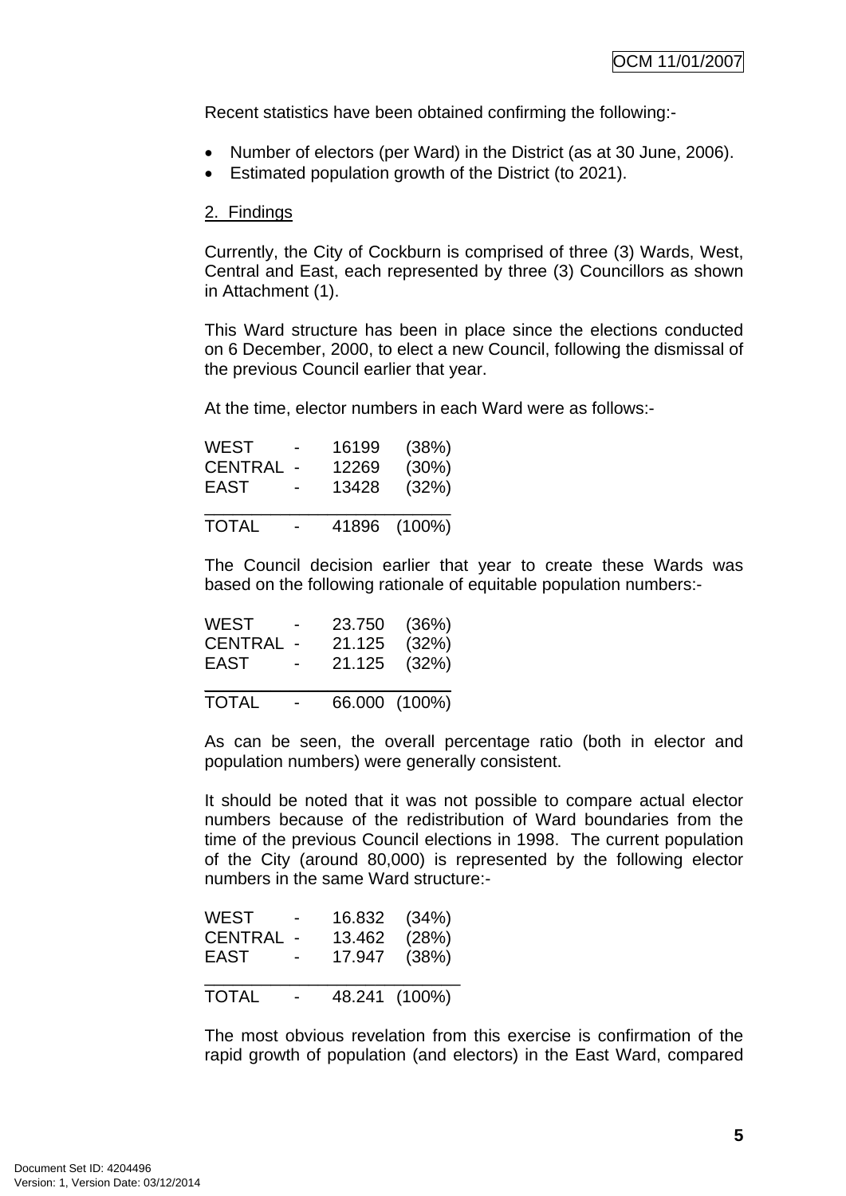Recent statistics have been obtained confirming the following:-

- Number of electors (per Ward) in the District (as at 30 June, 2006).
- Estimated population growth of the District (to 2021).

2. Findings

Currently, the City of Cockburn is comprised of three (3) Wards, West, Central and East, each represented by three (3) Councillors as shown in Attachment (1).

This Ward structure has been in place since the elections conducted on 6 December, 2000, to elect a new Council, following the dismissal of the previous Council earlier that year.

At the time, elector numbers in each Ward were as follows:-

| | | | |
|---|---|---|---|
| WEST | - | 16199 | (38%) |
| CENTRAL | - | 12269 | (30%) |
| EAST | - | 13428 | (32%) |
| TOTAL | - | 41896 | (100%) |

The Council decision earlier that year to create these Wards was based on the following rationale of equitable population numbers:-

| | | | |
|---|---|---|---|
| WEST | - | 23.750 | (36%) |
| CENTRAL | - | 21.125 | (32%) |
| EAST | - | 21.125 | (32%) |
| TOTAL | - | 66.000 | (100%) |

As can be seen, the overall percentage ratio (both in elector and population numbers) were generally consistent.

It should be noted that it was not possible to compare actual elector numbers because of the redistribution of Ward boundaries from the time of the previous Council elections in 1998. The current population of the City (around 80,000) is represented by the following elector numbers in the same Ward structure:-

| | | | |
|---|---|---|---|
| WEST | - | 16.832 | (34%) |
| CENTRAL | - | 13.462 | (28%) |
| EAST | - | 17.947 | (38%) |
| TOTAL | - | 48.241 | (100%) |

The most obvious revelation from this exercise is confirmation of the rapid growth of population (and electors) in the East Ward, compared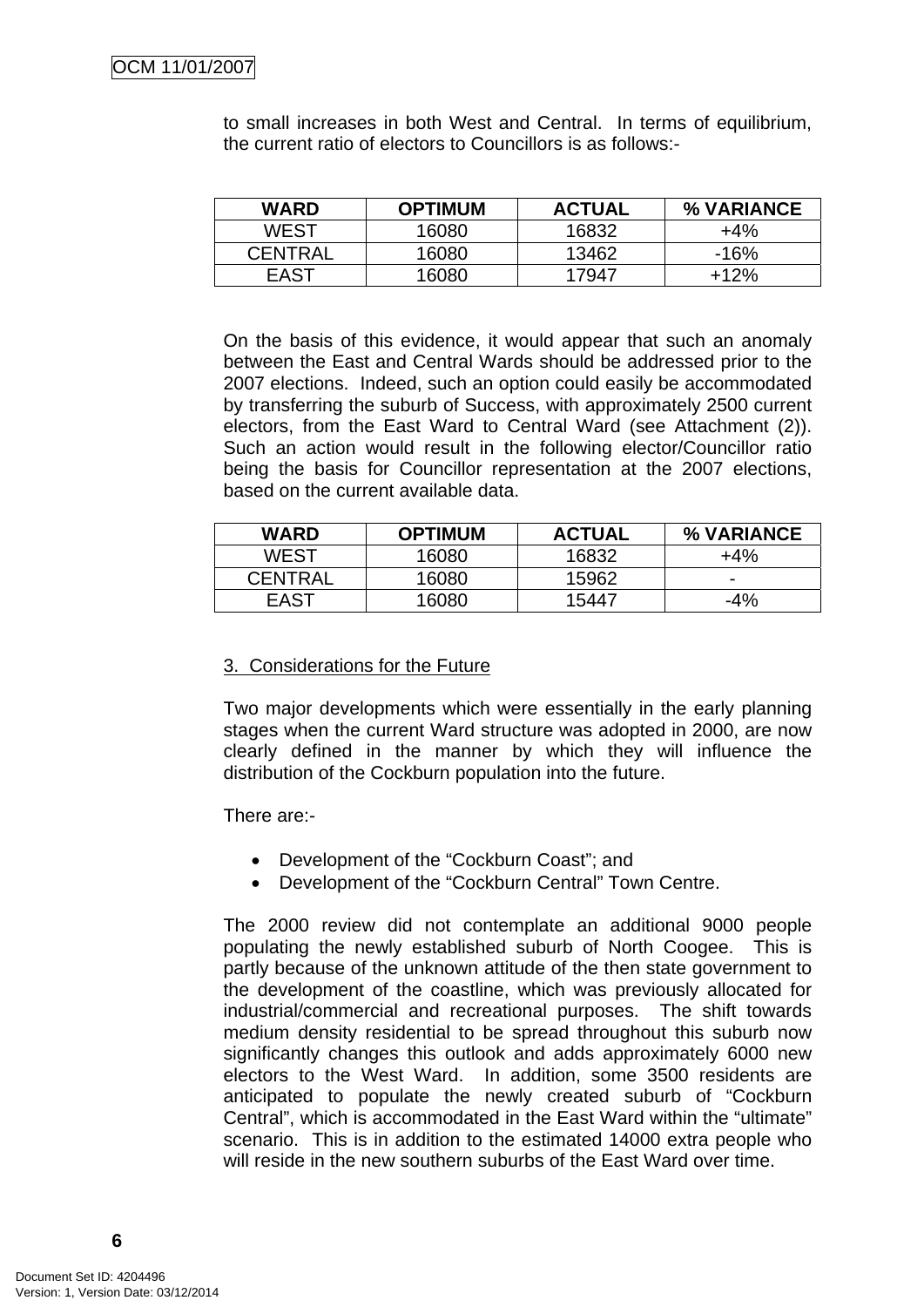to small increases in both West and Central. In terms of equilibrium, the current ratio of electors to Councillors is as follows:-

| WARD | OPTIMUM | ACTUAL | % VARIANCE |
|---|---|---|---|
| WEST | 16080 | 16832 | +4% |
| CENTRAL | 16080 | 13462 | -16% |
| EAST | 16080 | 17947 | +12% |

On the basis of this evidence, it would appear that such an anomaly between the East and Central Wards should be addressed prior to the 2007 elections. Indeed, such an option could easily be accommodated by transferring the suburb of Success, with approximately 2500 current electors, from the East Ward to Central Ward (see Attachment (2)). Such an action would result in the following elector/Councillor ratio being the basis for Councillor representation at the 2007 elections, based on the current available data.

| WARD | OPTIMUM | ACTUAL | % VARIANCE |
|---|---|---|---|
| WEST | 16080 | 16832 | +4% |
| CENTRAL | 16080 | 15962 | - |
| EAST | 16080 | 15447 | -4% |

3. Considerations for the Future

Two major developments which were essentially in the early planning stages when the current Ward structure was adopted in 2000, are now clearly defined in the manner by which they will influence the distribution of the Cockburn population into the future.

There are:-

- Development of the "Cockburn Coast"; and
- Development of the "Cockburn Central" Town Centre.

The 2000 review did not contemplate an additional 9000 people populating the newly established suburb of North Coogee. This is partly because of the unknown attitude of the then state government to the development of the coastline, which was previously allocated for industrial/commercial and recreational purposes. The shift towards medium density residential to be spread throughout this suburb now significantly changes this outlook and adds approximately 6000 new electors to the West Ward. In addition, some 3500 residents are anticipated to populate the newly created suburb of "Cockburn Central", which is accommodated in the East Ward within the "ultimate" scenario. This is in addition to the estimated 14000 extra people who will reside in the new southern suburbs of the East Ward over time.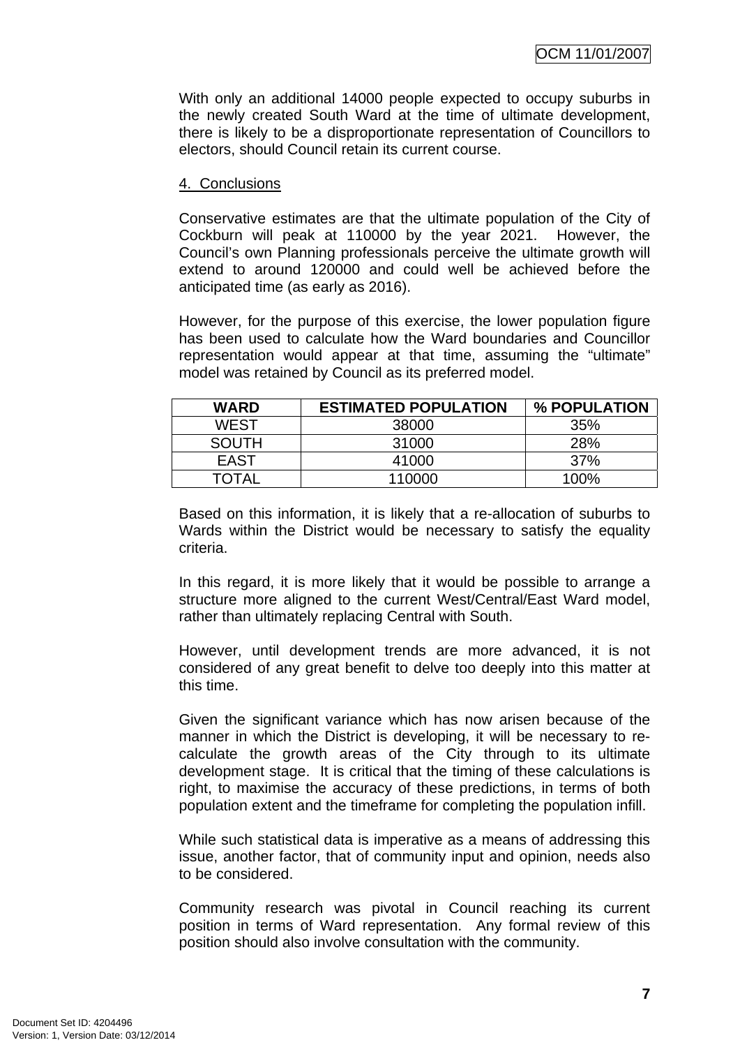With only an additional 14000 people expected to occupy suburbs in the newly created South Ward at the time of ultimate development, there is likely to be a disproportionate representation of Councillors to electors, should Council retain its current course.

4. Conclusions

Conservative estimates are that the ultimate population of the City of Cockburn will peak at 110000 by the year 2021. However, the Council's own Planning professionals perceive the ultimate growth will extend to around 120000 and could well be achieved before the anticipated time (as early as 2016).

However, for the purpose of this exercise, the lower population figure has been used to calculate how the Ward boundaries and Councillor representation would appear at that time, assuming the "ultimate" model was retained by Council as its preferred model.

| WARD | ESTIMATED POPULATION | % POPULATION |
|---|---|---|
| WEST | 38000 | 35% |
| SOUTH | 31000 | 28% |
| EAST | 41000 | 37% |
| TOTAL | 110000 | 100% |

Based on this information, it is likely that a re-allocation of suburbs to Wards within the District would be necessary to satisfy the equality criteria.

In this regard, it is more likely that it would be possible to arrange a structure more aligned to the current West/Central/East Ward model, rather than ultimately replacing Central with South.

However, until development trends are more advanced, it is not considered of any great benefit to delve too deeply into this matter at this time.

Given the significant variance which has now arisen because of the manner in which the District is developing, it will be necessary to re-calculate the growth areas of the City through to its ultimate development stage. It is critical that the timing of these calculations is right, to maximise the accuracy of these predictions, in terms of both population extent and the timeframe for completing the population infill.

While such statistical data is imperative as a means of addressing this issue, another factor, that of community input and opinion, needs also to be considered.

Community research was pivotal in Council reaching its current position in terms of Ward representation. Any formal review of this position should also involve consultation with the community.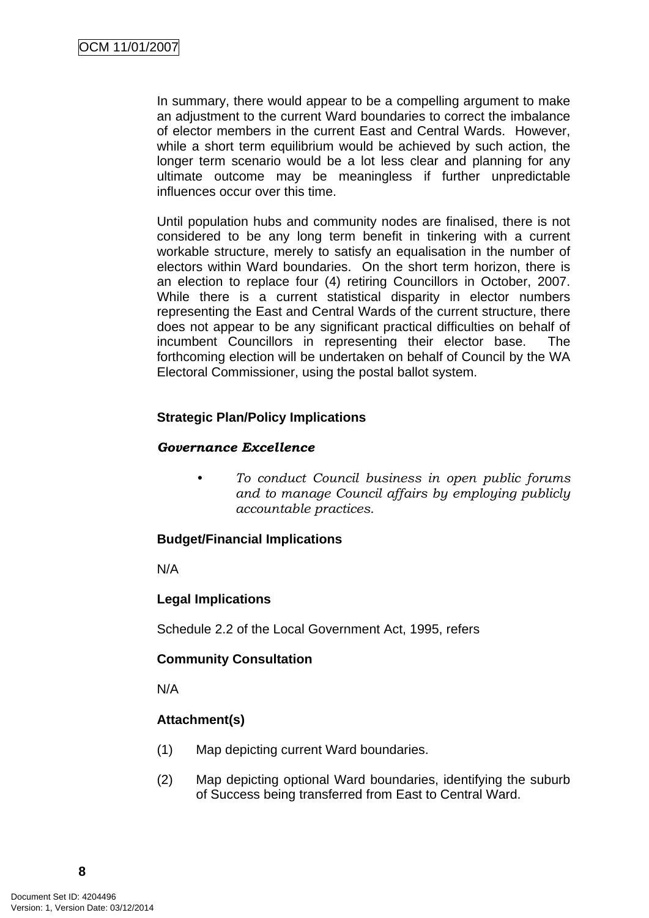In summary, there would appear to be a compelling argument to make an adjustment to the current Ward boundaries to correct the imbalance of elector members in the current East and Central Wards. However, while a short term equilibrium would be achieved by such action, the longer term scenario would be a lot less clear and planning for any ultimate outcome may be meaningless if further unpredictable influences occur over this time.

Until population hubs and community nodes are finalised, there is not considered to be any long term benefit in tinkering with a current workable structure, merely to satisfy an equalisation in the number of electors within Ward boundaries. On the short term horizon, there is an election to replace four (4) retiring Councillors in October, 2007. While there is a current statistical disparity in elector numbers representing the East and Central Wards of the current structure, there does not appear to be any significant practical difficulties on behalf of incumbent Councillors in representing their elector base. The forthcoming election will be undertaken on behalf of Council by the WA Electoral Commissioner, using the postal ballot system.

**Strategic Plan/Policy Implications**

***Governance Excellence***

- *To conduct Council business in open public forums and to manage Council affairs by employing publicly accountable practices.*

**Budget/Financial Implications**

N/A

**Legal Implications**

Schedule 2.2 of the Local Government Act, 1995, refers

**Community Consultation**

N/A

**Attachment(s)**

(1) Map depicting current Ward boundaries.

(2) Map depicting optional Ward boundaries, identifying the suburb of Success being transferred from East to Central Ward.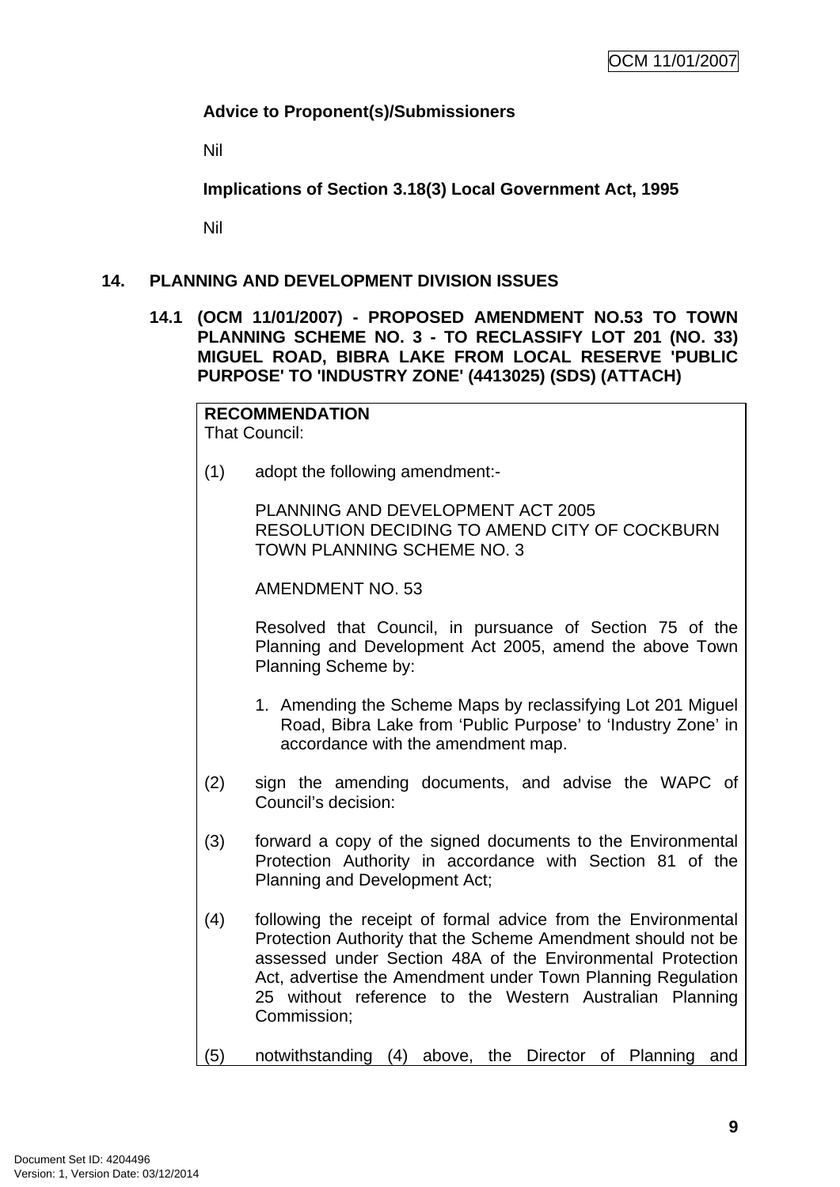**Advice to Proponent(s)/Submissioners**

Nil

**Implications of Section 3.18(3) Local Government Act, 1995**

Nil

## 14. PLANNING AND DEVELOPMENT DIVISION ISSUES

### 14.1 (OCM 11/01/2007) - PROPOSED AMENDMENT NO.53 TO TOWN PLANNING SCHEME NO. 3 - TO RECLASSIFY LOT 201 (NO. 33) MIGUEL ROAD, BIBRA LAKE FROM LOCAL RESERVE 'PUBLIC PURPOSE' TO 'INDUSTRY ZONE' (4413025) (SDS) (ATTACH)

**RECOMMENDATION**
That Council:

(1) adopt the following amendment:-

PLANNING AND DEVELOPMENT ACT 2005
RESOLUTION DECIDING TO AMEND CITY OF COCKBURN TOWN PLANNING SCHEME NO. 3

AMENDMENT NO. 53

Resolved that Council, in pursuance of Section 75 of the Planning and Development Act 2005, amend the above Town Planning Scheme by:

1. Amending the Scheme Maps by reclassifying Lot 201 Miguel Road, Bibra Lake from 'Public Purpose' to 'Industry Zone' in accordance with the amendment map.

(2) sign the amending documents, and advise the WAPC of Council's decision:

(3) forward a copy of the signed documents to the Environmental Protection Authority in accordance with Section 81 of the Planning and Development Act;

(4) following the receipt of formal advice from the Environmental Protection Authority that the Scheme Amendment should not be assessed under Section 48A of the Environmental Protection Act, advertise the Amendment under Town Planning Regulation 25 without reference to the Western Australian Planning Commission;

(5) notwithstanding (4) above, the Director of Planning and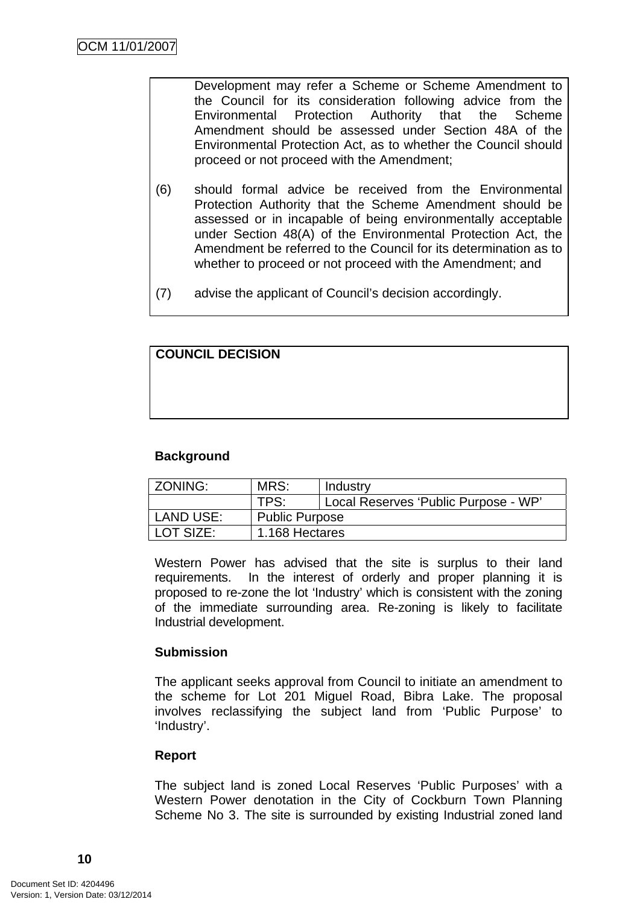Development may refer a Scheme or Scheme Amendment to the Council for its consideration following advice from the Environmental Protection Authority that the Scheme Amendment should be assessed under Section 48A of the Environmental Protection Act, as to whether the Council should proceed or not proceed with the Amendment;

(6) should formal advice be received from the Environmental Protection Authority that the Scheme Amendment should be assessed or in incapable of being environmentally acceptable under Section 48(A) of the Environmental Protection Act, the Amendment be referred to the Council for its determination as to whether to proceed or not proceed with the Amendment; and

(7) advise the applicant of Council's decision accordingly.

**COUNCIL DECISION**

**Background**

| ZONING: | MRS: | Industry |
|---|---|---|
| | TPS: | Local Reserves 'Public Purpose - WP' |
| LAND USE: | Public Purpose | |
| LOT SIZE: | 1.168 Hectares | |

Western Power has advised that the site is surplus to their land requirements. In the interest of orderly and proper planning it is proposed to re-zone the lot 'Industry' which is consistent with the zoning of the immediate surrounding area. Re-zoning is likely to facilitate Industrial development.

**Submission**

The applicant seeks approval from Council to initiate an amendment to the scheme for Lot 201 Miguel Road, Bibra Lake. The proposal involves reclassifying the subject land from 'Public Purpose' to 'Industry'.

**Report**

The subject land is zoned Local Reserves 'Public Purposes' with a Western Power denotation in the City of Cockburn Town Planning Scheme No 3. The site is surrounded by existing Industrial zoned land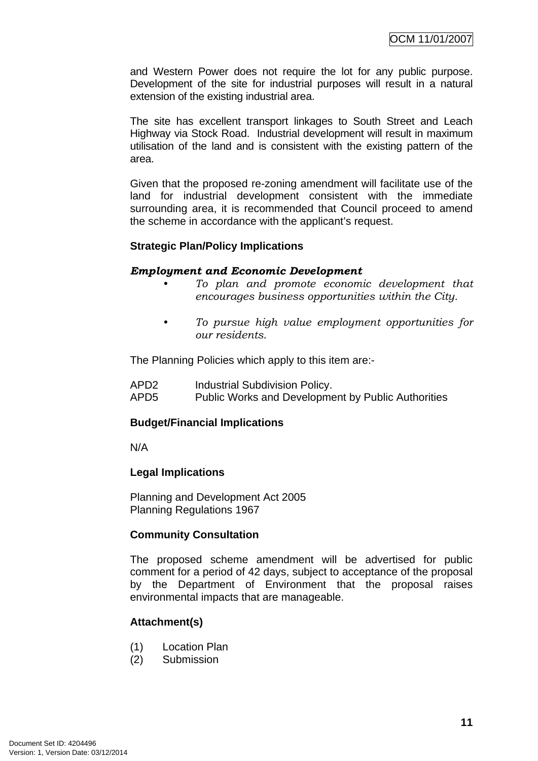and Western Power does not require the lot for any public purpose. Development of the site for industrial purposes will result in a natural extension of the existing industrial area.

The site has excellent transport linkages to South Street and Leach Highway via Stock Road. Industrial development will result in maximum utilisation of the land and is consistent with the existing pattern of the area.

Given that the proposed re-zoning amendment will facilitate use of the land for industrial development consistent with the immediate surrounding area, it is recommended that Council proceed to amend the scheme in accordance with the applicant's request.

**Strategic Plan/Policy Implications**

***Employment and Economic Development***

- *To plan and promote economic development that encourages business opportunities within the City.*
- *To pursue high value employment opportunities for our residents.*

The Planning Policies which apply to this item are:-

APD2 Industrial Subdivision Policy.
APD5 Public Works and Development by Public Authorities

**Budget/Financial Implications**

N/A

**Legal Implications**

Planning and Development Act 2005
Planning Regulations 1967

**Community Consultation**

The proposed scheme amendment will be advertised for public comment for a period of 42 days, subject to acceptance of the proposal by the Department of Environment that the proposal raises environmental impacts that are manageable.

**Attachment(s)**

(1) Location Plan
(2) Submission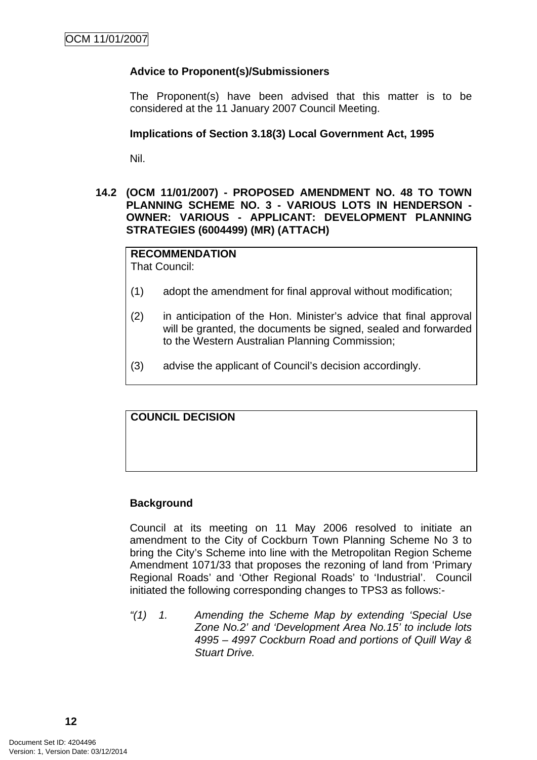**Advice to Proponent(s)/Submissioners**

The Proponent(s) have been advised that this matter is to be considered at the 11 January 2007 Council Meeting.

**Implications of Section 3.18(3) Local Government Act, 1995**

Nil.

## 14.2 (OCM 11/01/2007) - PROPOSED AMENDMENT NO. 48 TO TOWN PLANNING SCHEME NO. 3 - VARIOUS LOTS IN HENDERSON - OWNER: VARIOUS - APPLICANT: DEVELOPMENT PLANNING STRATEGIES (6004499) (MR) (ATTACH)

**RECOMMENDATION**
That Council:

(1) adopt the amendment for final approval without modification;

(2) in anticipation of the Hon. Minister's advice that final approval will be granted, the documents be signed, sealed and forwarded to the Western Australian Planning Commission;

(3) advise the applicant of Council's decision accordingly.

**COUNCIL DECISION**

**Background**

Council at its meeting on 11 May 2006 resolved to initiate an amendment to the City of Cockburn Town Planning Scheme No 3 to bring the City's Scheme into line with the Metropolitan Region Scheme Amendment 1071/33 that proposes the rezoning of land from 'Primary Regional Roads' and 'Other Regional Roads' to 'Industrial'. Council initiated the following corresponding changes to TPS3 as follows:-

*"(1) 1. Amending the Scheme Map by extending 'Special Use Zone No.2' and 'Development Area No.15' to include lots 4995 – 4997 Cockburn Road and portions of Quill Way & Stuart Drive.*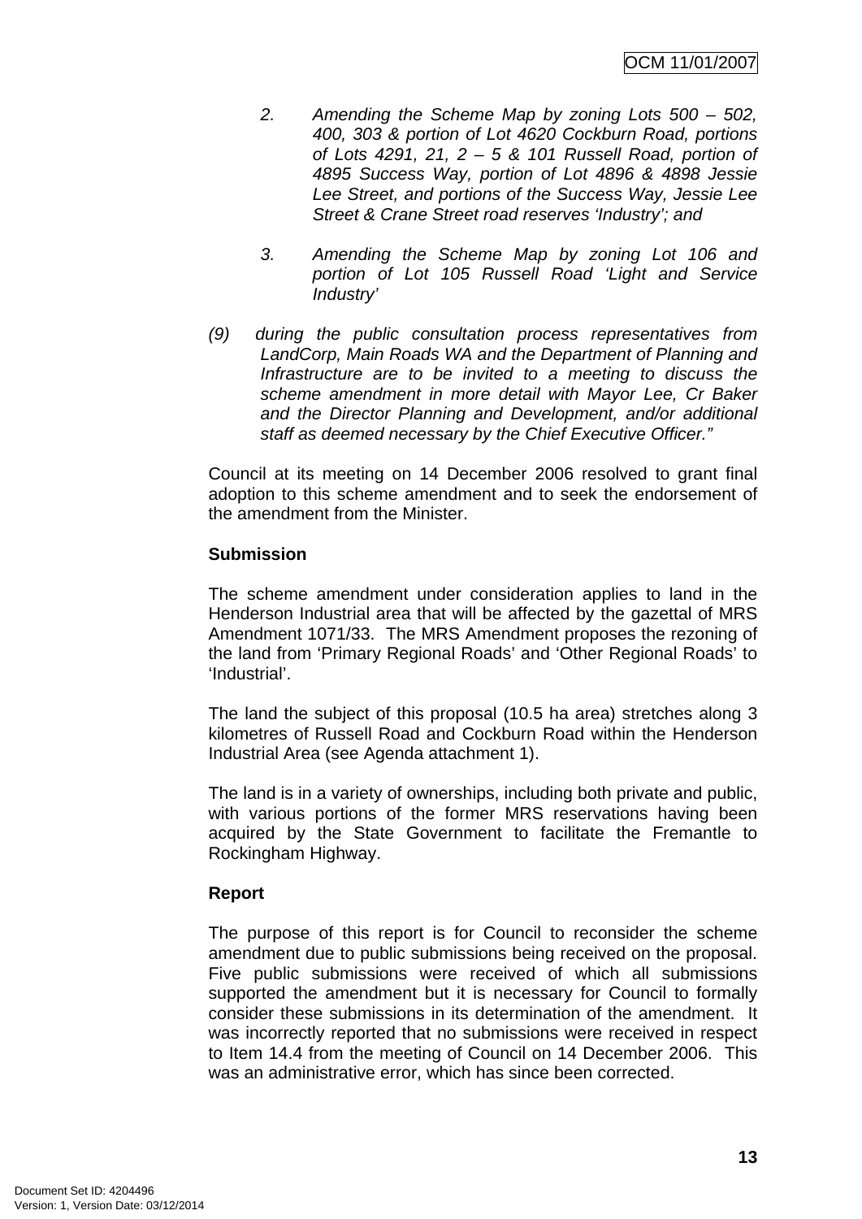*2. Amending the Scheme Map by zoning Lots 500 – 502, 400, 303 & portion of Lot 4620 Cockburn Road, portions of Lots 4291, 21, 2 – 5 & 101 Russell Road, portion of 4895 Success Way, portion of Lot 4896 & 4898 Jessie Lee Street, and portions of the Success Way, Jessie Lee Street & Crane Street road reserves 'Industry'; and*

*3. Amending the Scheme Map by zoning Lot 106 and portion of Lot 105 Russell Road 'Light and Service Industry'*

*(9) during the public consultation process representatives from LandCorp, Main Roads WA and the Department of Planning and Infrastructure are to be invited to a meeting to discuss the scheme amendment in more detail with Mayor Lee, Cr Baker and the Director Planning and Development, and/or additional staff as deemed necessary by the Chief Executive Officer."*

Council at its meeting on 14 December 2006 resolved to grant final adoption to this scheme amendment and to seek the endorsement of the amendment from the Minister.

**Submission**

The scheme amendment under consideration applies to land in the Henderson Industrial area that will be affected by the gazettal of MRS Amendment 1071/33. The MRS Amendment proposes the rezoning of the land from 'Primary Regional Roads' and 'Other Regional Roads' to 'Industrial'.

The land the subject of this proposal (10.5 ha area) stretches along 3 kilometres of Russell Road and Cockburn Road within the Henderson Industrial Area (see Agenda attachment 1).

The land is in a variety of ownerships, including both private and public, with various portions of the former MRS reservations having been acquired by the State Government to facilitate the Fremantle to Rockingham Highway.

**Report**

The purpose of this report is for Council to reconsider the scheme amendment due to public submissions being received on the proposal. Five public submissions were received of which all submissions supported the amendment but it is necessary for Council to formally consider these submissions in its determination of the amendment. It was incorrectly reported that no submissions were received in respect to Item 14.4 from the meeting of Council on 14 December 2006. This was an administrative error, which has since been corrected.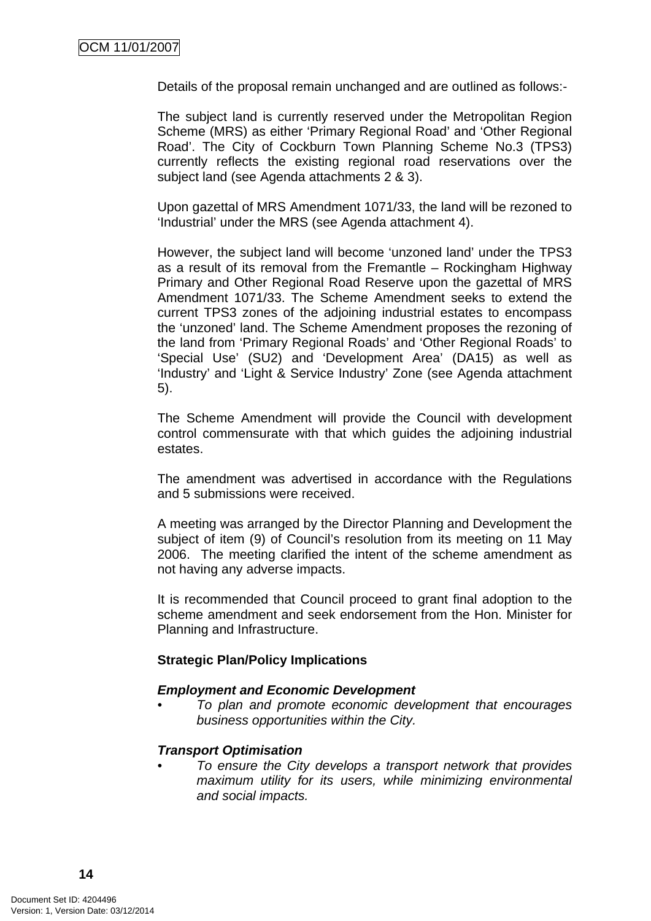Details of the proposal remain unchanged and are outlined as follows:-

The subject land is currently reserved under the Metropolitan Region Scheme (MRS) as either 'Primary Regional Road' and 'Other Regional Road'. The City of Cockburn Town Planning Scheme No.3 (TPS3) currently reflects the existing regional road reservations over the subject land (see Agenda attachments 2 & 3).

Upon gazettal of MRS Amendment 1071/33, the land will be rezoned to 'Industrial' under the MRS (see Agenda attachment 4).

However, the subject land will become 'unzoned land' under the TPS3 as a result of its removal from the Fremantle – Rockingham Highway Primary and Other Regional Road Reserve upon the gazettal of MRS Amendment 1071/33. The Scheme Amendment seeks to extend the current TPS3 zones of the adjoining industrial estates to encompass the 'unzoned' land. The Scheme Amendment proposes the rezoning of the land from 'Primary Regional Roads' and 'Other Regional Roads' to 'Special Use' (SU2) and 'Development Area' (DA15) as well as 'Industry' and 'Light & Service Industry' Zone (see Agenda attachment 5).

The Scheme Amendment will provide the Council with development control commensurate with that which guides the adjoining industrial estates.

The amendment was advertised in accordance with the Regulations and 5 submissions were received.

A meeting was arranged by the Director Planning and Development the subject of item (9) of Council's resolution from its meeting on 11 May 2006. The meeting clarified the intent of the scheme amendment as not having any adverse impacts.

It is recommended that Council proceed to grant final adoption to the scheme amendment and seek endorsement from the Hon. Minister for Planning and Infrastructure.

**Strategic Plan/Policy Implications**

***Employment and Economic Development***

- *To plan and promote economic development that encourages business opportunities within the City.*

***Transport Optimisation***

- *To ensure the City develops a transport network that provides maximum utility for its users, while minimizing environmental and social impacts.*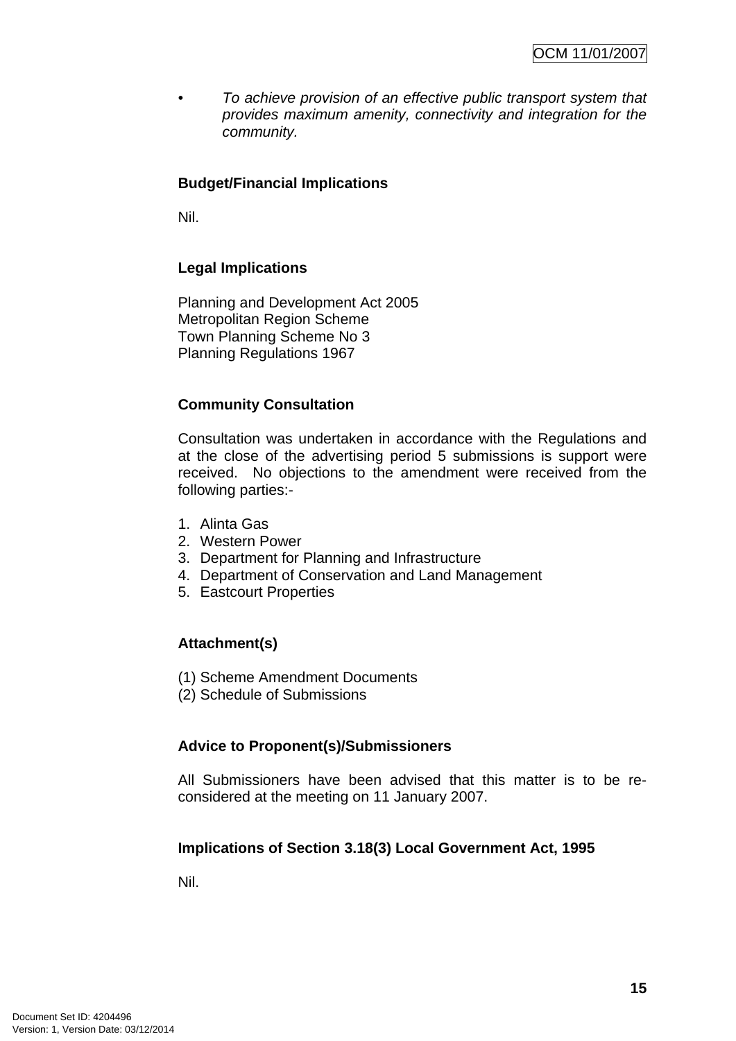- *To achieve provision of an effective public transport system that provides maximum amenity, connectivity and integration for the community.*

**Budget/Financial Implications**

Nil.

**Legal Implications**

Planning and Development Act 2005
Metropolitan Region Scheme
Town Planning Scheme No 3
Planning Regulations 1967

**Community Consultation**

Consultation was undertaken in accordance with the Regulations and at the close of the advertising period 5 submissions is support were received. No objections to the amendment were received from the following parties:-

1. Alinta Gas
2. Western Power
3. Department for Planning and Infrastructure
4. Department of Conservation and Land Management
5. Eastcourt Properties

**Attachment(s)**

(1) Scheme Amendment Documents
(2) Schedule of Submissions

**Advice to Proponent(s)/Submissioners**

All Submissioners have been advised that this matter is to be re-considered at the meeting on 11 January 2007.

**Implications of Section 3.18(3) Local Government Act, 1995**

Nil.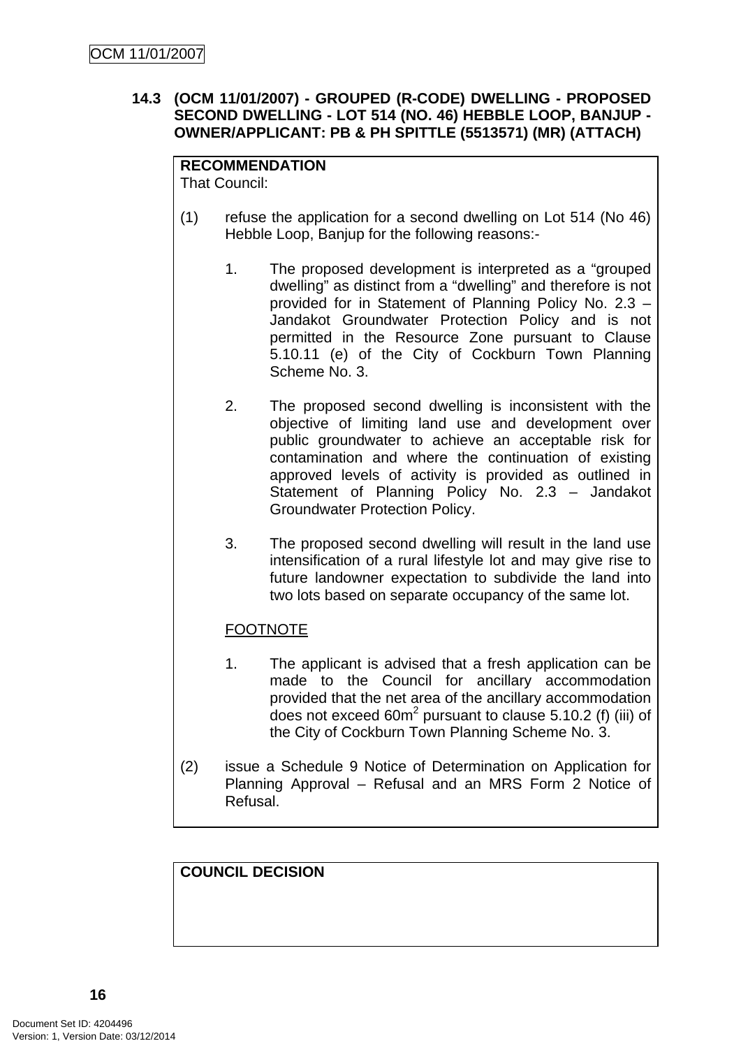### 14.3 (OCM 11/01/2007) - GROUPED (R-CODE) DWELLING - PROPOSED SECOND DWELLING - LOT 514 (NO. 46) HEBBLE LOOP, BANJUP - OWNER/APPLICANT: PB & PH SPITTLE (5513571) (MR) (ATTACH)

**RECOMMENDATION**
That Council:

(1) refuse the application for a second dwelling on Lot 514 (No 46) Hebble Loop, Banjup for the following reasons:-

1. The proposed development is interpreted as a "grouped dwelling" as distinct from a "dwelling" and therefore is not provided for in Statement of Planning Policy No. 2.3 – Jandakot Groundwater Protection Policy and is not permitted in the Resource Zone pursuant to Clause 5.10.11 (e) of the City of Cockburn Town Planning Scheme No. 3.

2. The proposed second dwelling is inconsistent with the objective of limiting land use and development over public groundwater to achieve an acceptable risk for contamination and where the continuation of existing approved levels of activity is provided as outlined in Statement of Planning Policy No. 2.3 – Jandakot Groundwater Protection Policy.

3. The proposed second dwelling will result in the land use intensification of a rural lifestyle lot and may give rise to future landowner expectation to subdivide the land into two lots based on separate occupancy of the same lot.

<u>FOOTNOTE</u>

1. The applicant is advised that a fresh application can be made to the Council for ancillary accommodation provided that the net area of the ancillary accommodation does not exceed $60m^2$ pursuant to clause 5.10.2 (f) (iii) of the City of Cockburn Town Planning Scheme No. 3.

(2) issue a Schedule 9 Notice of Determination on Application for Planning Approval – Refusal and an MRS Form 2 Notice of Refusal.

**COUNCIL DECISION**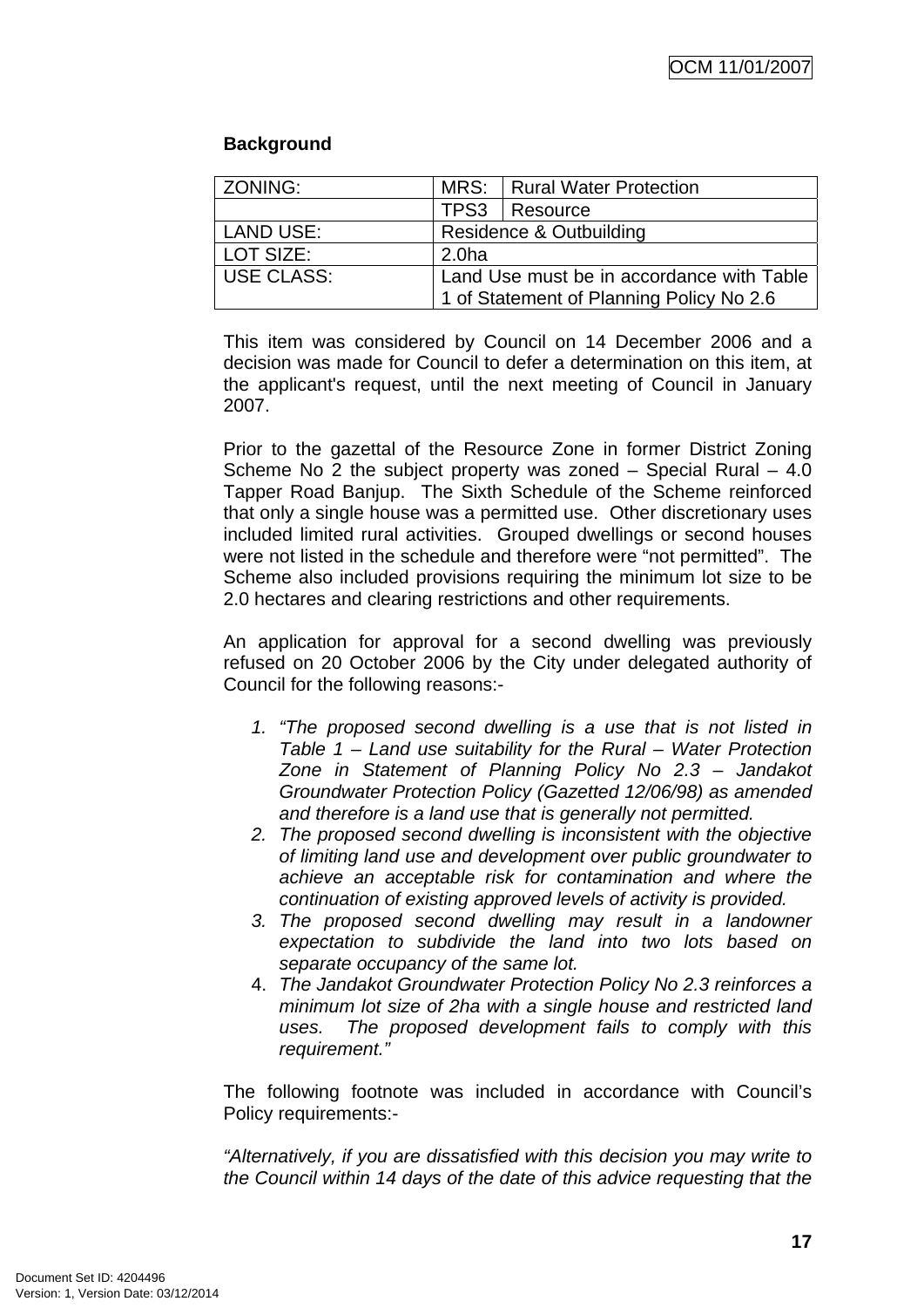**Background**

| ZONING: | MRS: | Rural Water Protection |
|---|---|---|
| | TPS3 | Resource |
| LAND USE: | Residence & Outbuilding | |
| LOT SIZE: | 2.0ha | |
| USE CLASS: | Land Use must be in accordance with Table 1 of Statement of Planning Policy No 2.6 | |

This item was considered by Council on 14 December 2006 and a decision was made for Council to defer a determination on this item, at the applicant's request, until the next meeting of Council in January 2007.

Prior to the gazettal of the Resource Zone in former District Zoning Scheme No 2 the subject property was zoned – Special Rural – 4.0 Tapper Road Banjup. The Sixth Schedule of the Scheme reinforced that only a single house was a permitted use. Other discretionary uses included limited rural activities. Grouped dwellings or second houses were not listed in the schedule and therefore were "not permitted". The Scheme also included provisions requiring the minimum lot size to be 2.0 hectares and clearing restrictions and other requirements.

An application for approval for a second dwelling was previously refused on 20 October 2006 by the City under delegated authority of Council for the following reasons:-

1. *"The proposed second dwelling is a use that is not listed in Table 1 – Land use suitability for the Rural – Water Protection Zone in Statement of Planning Policy No 2.3 – Jandakot Groundwater Protection Policy (Gazetted 12/06/98) as amended and therefore is a land use that is generally not permitted.*
2. *The proposed second dwelling is inconsistent with the objective of limiting land use and development over public groundwater to achieve an acceptable risk for contamination and where the continuation of existing approved levels of activity is provided.*
3. *The proposed second dwelling may result in a landowner expectation to subdivide the land into two lots based on separate occupancy of the same lot.*
4. *The Jandakot Groundwater Protection Policy No 2.3 reinforces a minimum lot size of 2ha with a single house and restricted land uses. The proposed development fails to comply with this requirement."*

The following footnote was included in accordance with Council's Policy requirements:-

*"Alternatively, if you are dissatisfied with this decision you may write to the Council within 14 days of the date of this advice requesting that the*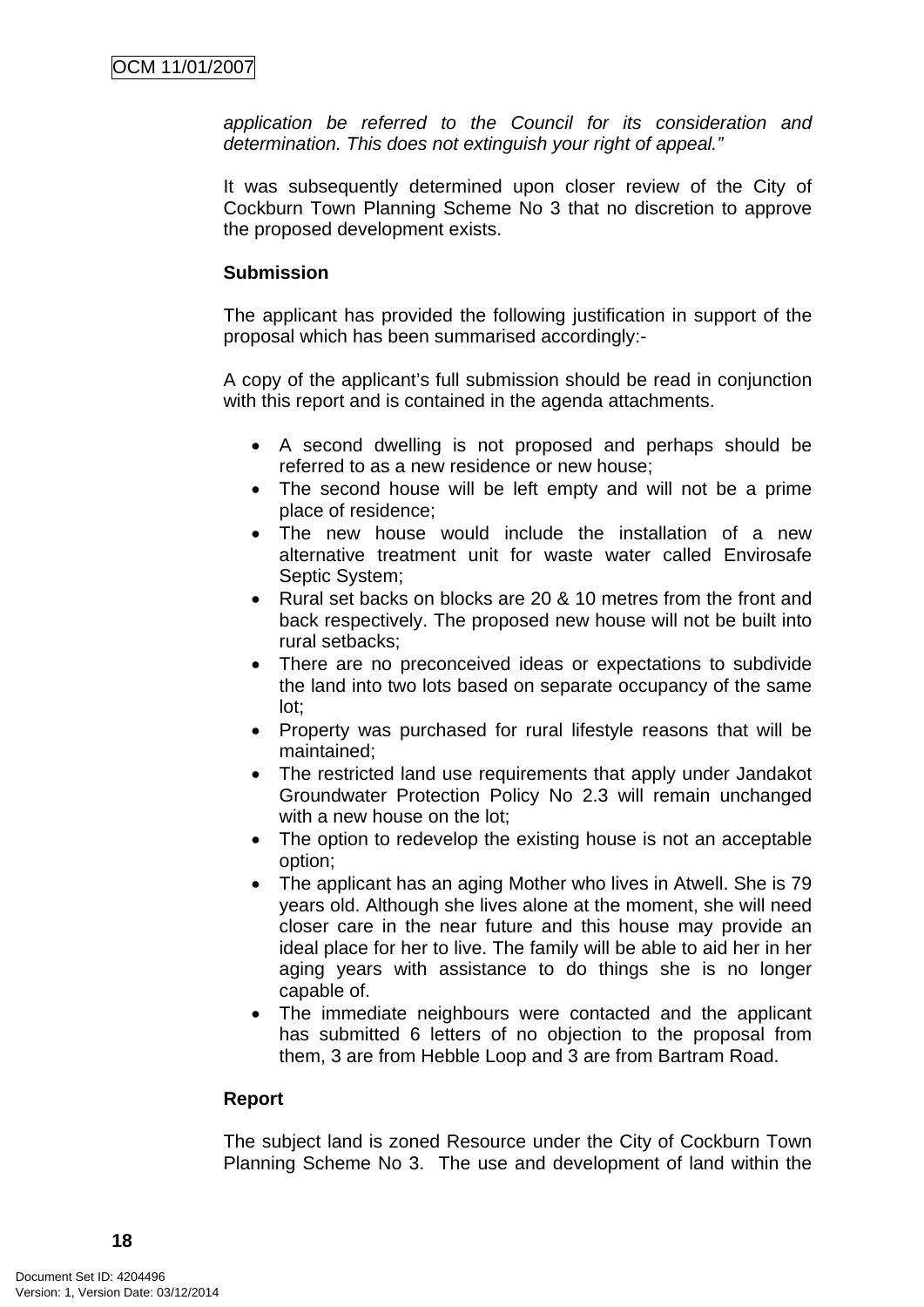*application be referred to the Council for its consideration and determination. This does not extinguish your right of appeal."*

It was subsequently determined upon closer review of the City of Cockburn Town Planning Scheme No 3 that no discretion to approve the proposed development exists.

**Submission**

The applicant has provided the following justification in support of the proposal which has been summarised accordingly:-

A copy of the applicant's full submission should be read in conjunction with this report and is contained in the agenda attachments.

- A second dwelling is not proposed and perhaps should be referred to as a new residence or new house;
- The second house will be left empty and will not be a prime place of residence;
- The new house would include the installation of a new alternative treatment unit for waste water called Envirosafe Septic System;
- Rural set backs on blocks are 20 & 10 metres from the front and back respectively. The proposed new house will not be built into rural setbacks;
- There are no preconceived ideas or expectations to subdivide the land into two lots based on separate occupancy of the same lot;
- Property was purchased for rural lifestyle reasons that will be maintained;
- The restricted land use requirements that apply under Jandakot Groundwater Protection Policy No 2.3 will remain unchanged with a new house on the lot;
- The option to redevelop the existing house is not an acceptable option;
- The applicant has an aging Mother who lives in Atwell. She is 79 years old. Although she lives alone at the moment, she will need closer care in the near future and this house may provide an ideal place for her to live. The family will be able to aid her in her aging years with assistance to do things she is no longer capable of.
- The immediate neighbours were contacted and the applicant has submitted 6 letters of no objection to the proposal from them, 3 are from Hebble Loop and 3 are from Bartram Road.

**Report**

The subject land is zoned Resource under the City of Cockburn Town Planning Scheme No 3. The use and development of land within the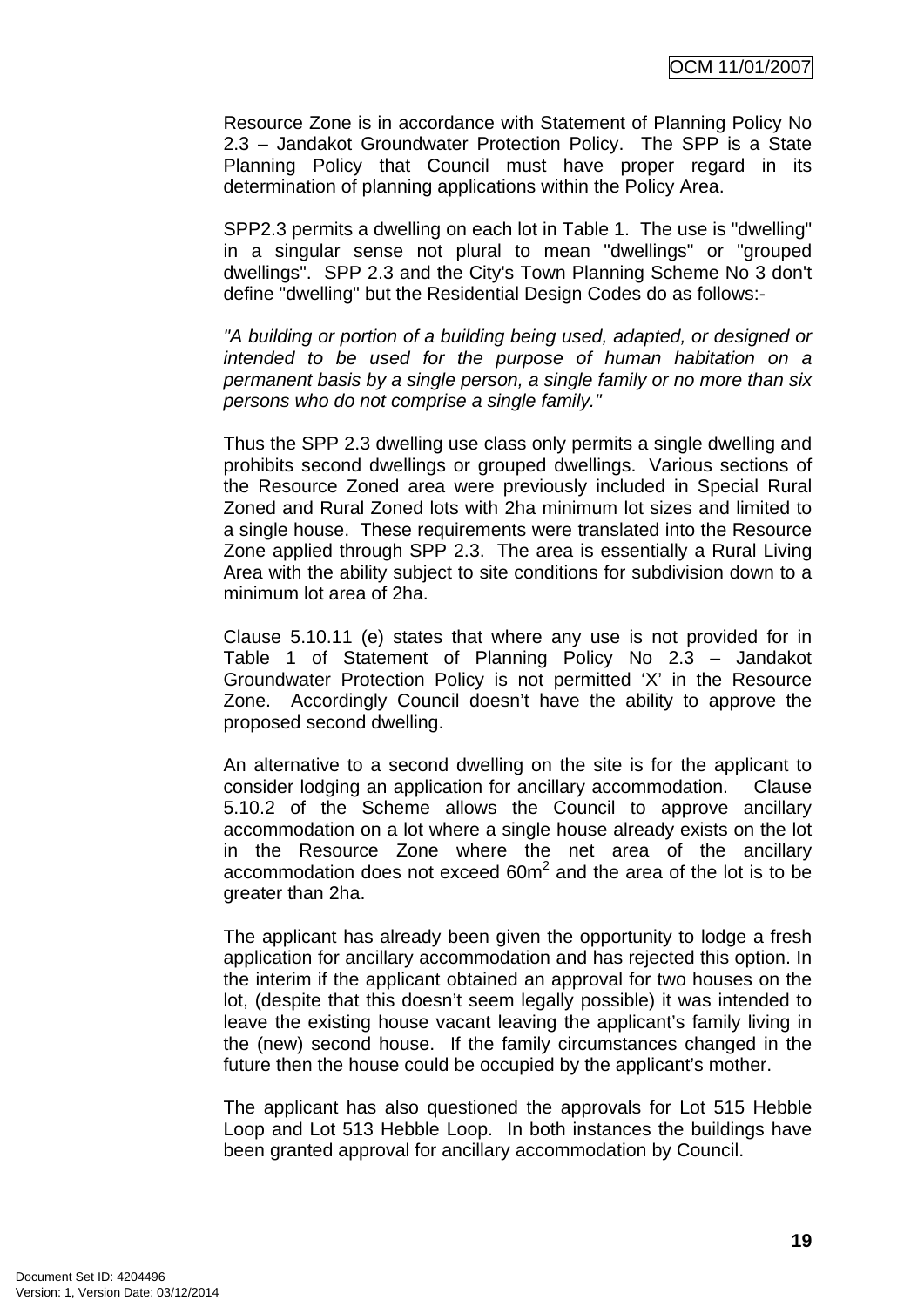Resource Zone is in accordance with Statement of Planning Policy No 2.3 – Jandakot Groundwater Protection Policy. The SPP is a State Planning Policy that Council must have proper regard in its determination of planning applications within the Policy Area.

SPP2.3 permits a dwelling on each lot in Table 1. The use is "dwelling" in a singular sense not plural to mean "dwellings" or "grouped dwellings". SPP 2.3 and the City's Town Planning Scheme No 3 don't define "dwelling" but the Residential Design Codes do as follows:-

*"A building or portion of a building being used, adapted, or designed or intended to be used for the purpose of human habitation on a permanent basis by a single person, a single family or no more than six persons who do not comprise a single family."*

Thus the SPP 2.3 dwelling use class only permits a single dwelling and prohibits second dwellings or grouped dwellings. Various sections of the Resource Zoned area were previously included in Special Rural Zoned and Rural Zoned lots with 2ha minimum lot sizes and limited to a single house. These requirements were translated into the Resource Zone applied through SPP 2.3. The area is essentially a Rural Living Area with the ability subject to site conditions for subdivision down to a minimum lot area of 2ha.

Clause 5.10.11 (e) states that where any use is not provided for in Table 1 of Statement of Planning Policy No 2.3 – Jandakot Groundwater Protection Policy is not permitted 'X' in the Resource Zone. Accordingly Council doesn't have the ability to approve the proposed second dwelling.

An alternative to a second dwelling on the site is for the applicant to consider lodging an application for ancillary accommodation. Clause 5.10.2 of the Scheme allows the Council to approve ancillary accommodation on a lot where a single house already exists on the lot in the Resource Zone where the net area of the ancillary accommodation does not exceed $60m^2$ and the area of the lot is to be greater than 2ha.

The applicant has already been given the opportunity to lodge a fresh application for ancillary accommodation and has rejected this option. In the interim if the applicant obtained an approval for two houses on the lot, (despite that this doesn't seem legally possible) it was intended to leave the existing house vacant leaving the applicant's family living in the (new) second house. If the family circumstances changed in the future then the house could be occupied by the applicant's mother.

The applicant has also questioned the approvals for Lot 515 Hebble Loop and Lot 513 Hebble Loop. In both instances the buildings have been granted approval for ancillary accommodation by Council.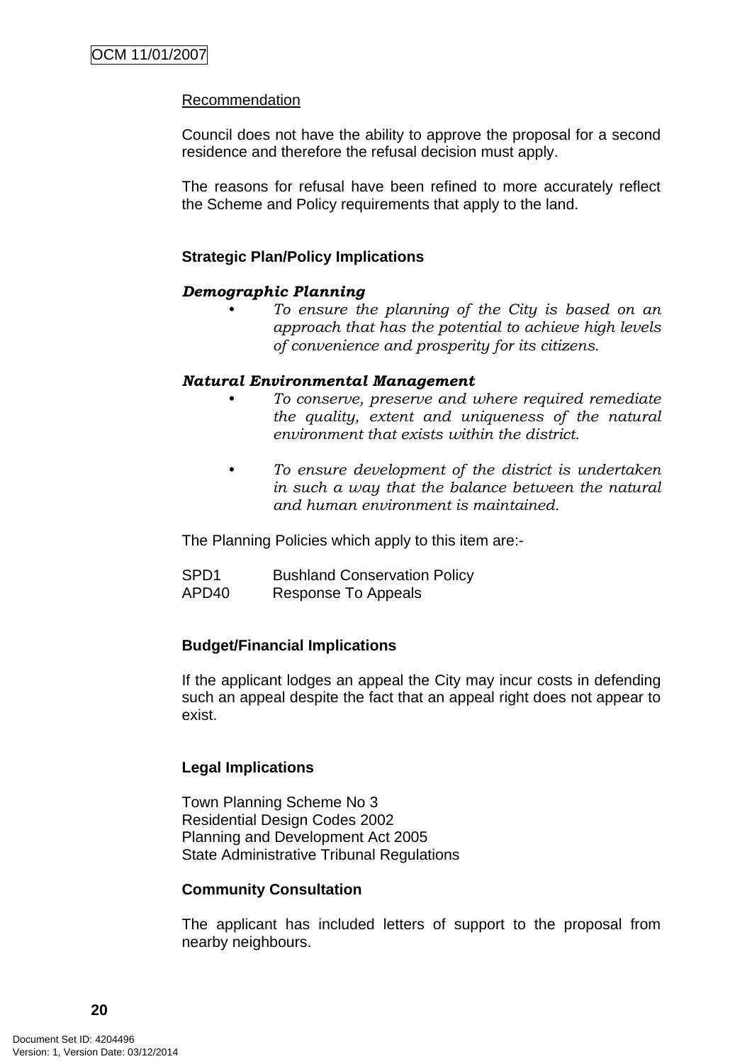Recommendation

Council does not have the ability to approve the proposal for a second residence and therefore the refusal decision must apply.

The reasons for refusal have been refined to more accurately reflect the Scheme and Policy requirements that apply to the land.

**Strategic Plan/Policy Implications**

***Demographic Planning***

- *To ensure the planning of the City is based on an approach that has the potential to achieve high levels of convenience and prosperity for its citizens.*

***Natural Environmental Management***

- *To conserve, preserve and where required remediate the quality, extent and uniqueness of the natural environment that exists within the district.*

- *To ensure development of the district is undertaken in such a way that the balance between the natural and human environment is maintained.*

The Planning Policies which apply to this item are:-

SPD1 Bushland Conservation Policy
APD40 Response To Appeals

**Budget/Financial Implications**

If the applicant lodges an appeal the City may incur costs in defending such an appeal despite the fact that an appeal right does not appear to exist.

**Legal Implications**

Town Planning Scheme No 3
Residential Design Codes 2002
Planning and Development Act 2005
State Administrative Tribunal Regulations

**Community Consultation**

The applicant has included letters of support to the proposal from nearby neighbours.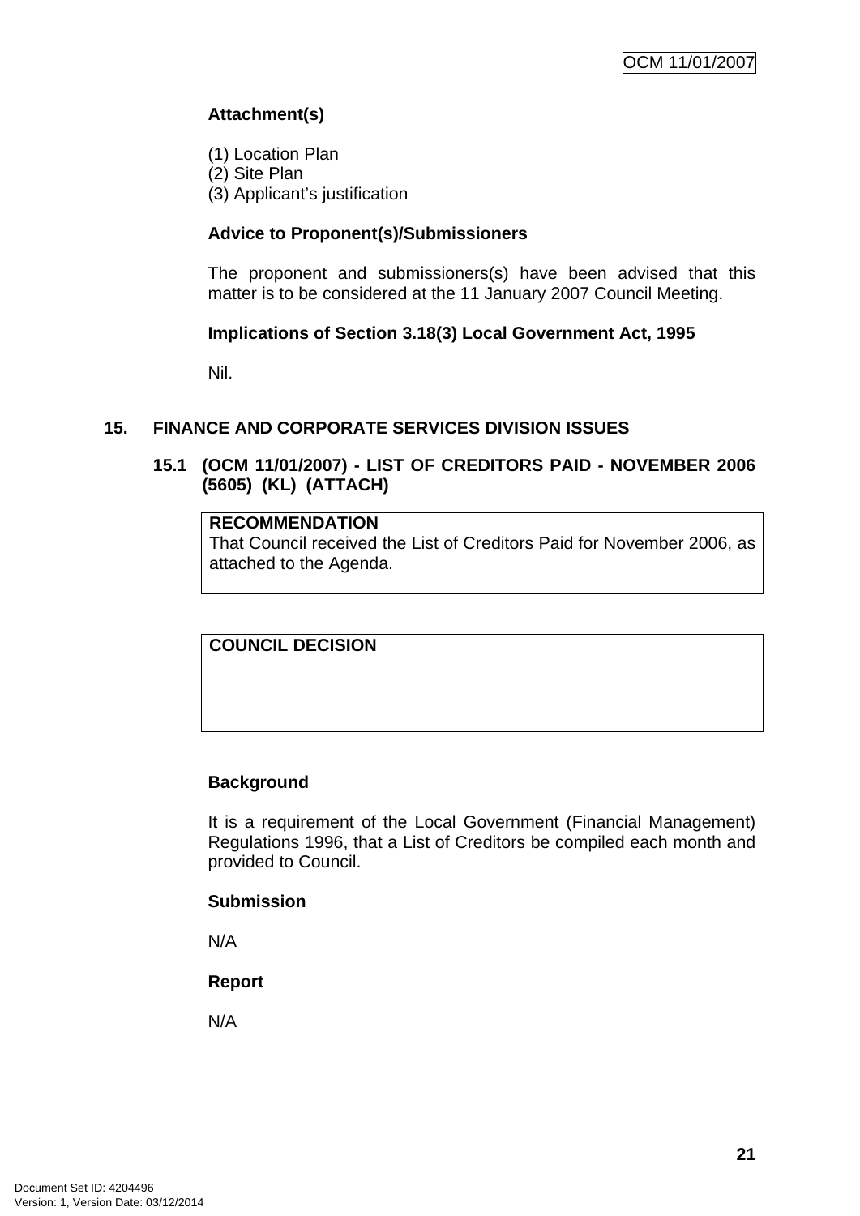**Attachment(s)**

(1) Location Plan
(2) Site Plan
(3) Applicant's justification

**Advice to Proponent(s)/Submissioners**

The proponent and submissioners(s) have been advised that this matter is to be considered at the 11 January 2007 Council Meeting.

**Implications of Section 3.18(3) Local Government Act, 1995**

Nil.

## 15. FINANCE AND CORPORATE SERVICES DIVISION ISSUES

### 15.1 (OCM 11/01/2007) - LIST OF CREDITORS PAID - NOVEMBER 2006 (5605) (KL) (ATTACH)

| **RECOMMENDATION** |
|---|
| That Council received the List of Creditors Paid for November 2006, as attached to the Agenda. |

| **COUNCIL DECISION** |
|---|
| |

**Background**

It is a requirement of the Local Government (Financial Management) Regulations 1996, that a List of Creditors be compiled each month and provided to Council.

**Submission**

N/A

**Report**

N/A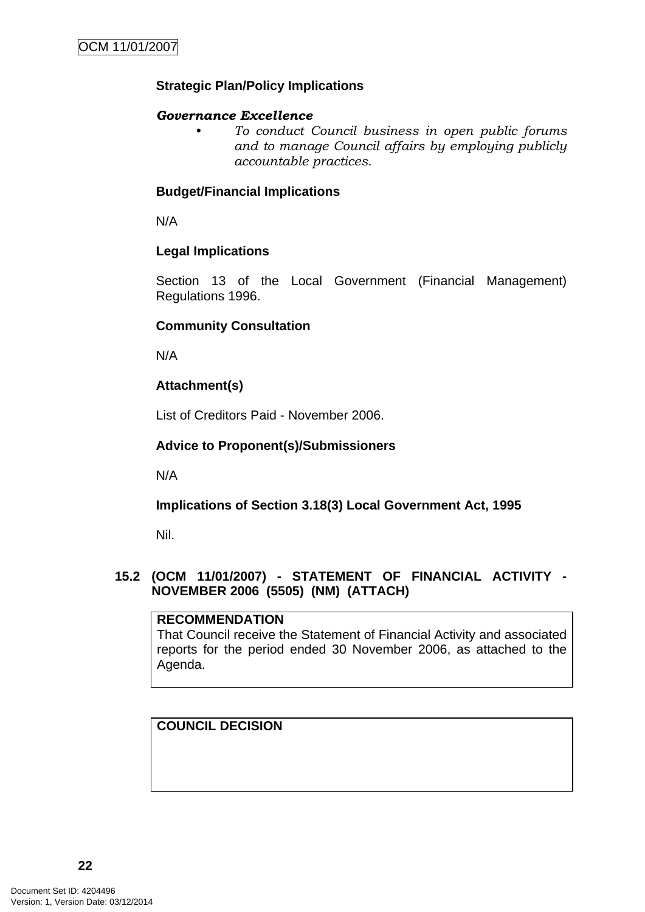**Strategic Plan/Policy Implications**

***Governance Excellence***

- *To conduct Council business in open public forums and to manage Council affairs by employing publicly accountable practices.*

**Budget/Financial Implications**

N/A

**Legal Implications**

Section 13 of the Local Government (Financial Management) Regulations 1996.

**Community Consultation**

N/A

**Attachment(s)**

List of Creditors Paid - November 2006.

**Advice to Proponent(s)/Submissioners**

N/A

**Implications of Section 3.18(3) Local Government Act, 1995**

Nil.

## 15.2 (OCM 11/01/2007) - STATEMENT OF FINANCIAL ACTIVITY - NOVEMBER 2006 (5505) (NM) (ATTACH)

**RECOMMENDATION**
That Council receive the Statement of Financial Activity and associated reports for the period ended 30 November 2006, as attached to the Agenda.

**COUNCIL DECISION**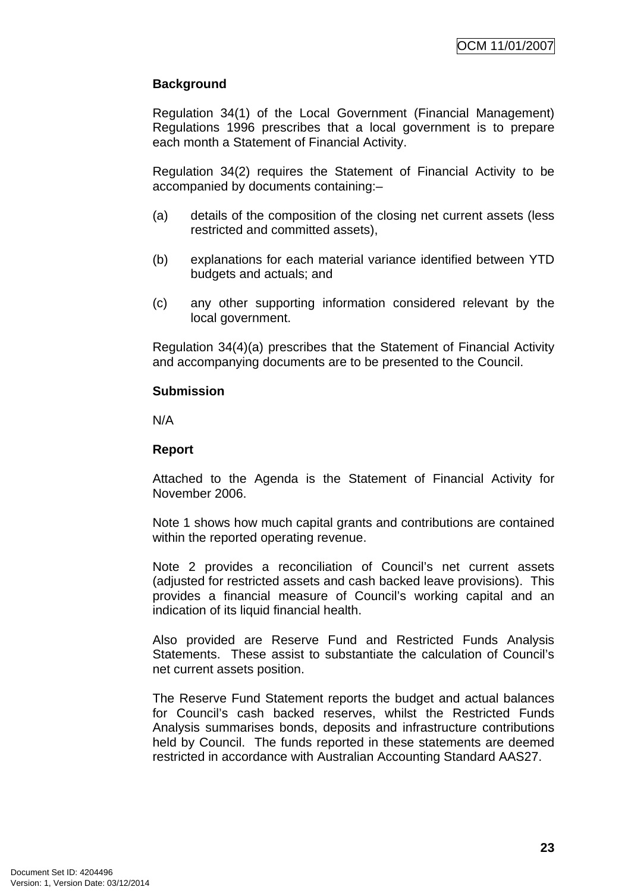**Background**

Regulation 34(1) of the Local Government (Financial Management) Regulations 1996 prescribes that a local government is to prepare each month a Statement of Financial Activity.

Regulation 34(2) requires the Statement of Financial Activity to be accompanied by documents containing:–

(a) details of the composition of the closing net current assets (less restricted and committed assets),

(b) explanations for each material variance identified between YTD budgets and actuals; and

(c) any other supporting information considered relevant by the local government.

Regulation 34(4)(a) prescribes that the Statement of Financial Activity and accompanying documents are to be presented to the Council.

**Submission**

N/A

**Report**

Attached to the Agenda is the Statement of Financial Activity for November 2006.

Note 1 shows how much capital grants and contributions are contained within the reported operating revenue.

Note 2 provides a reconciliation of Council's net current assets (adjusted for restricted assets and cash backed leave provisions). This provides a financial measure of Council's working capital and an indication of its liquid financial health.

Also provided are Reserve Fund and Restricted Funds Analysis Statements. These assist to substantiate the calculation of Council's net current assets position.

The Reserve Fund Statement reports the budget and actual balances for Council's cash backed reserves, whilst the Restricted Funds Analysis summarises bonds, deposits and infrastructure contributions held by Council. The funds reported in these statements are deemed restricted in accordance with Australian Accounting Standard AAS27.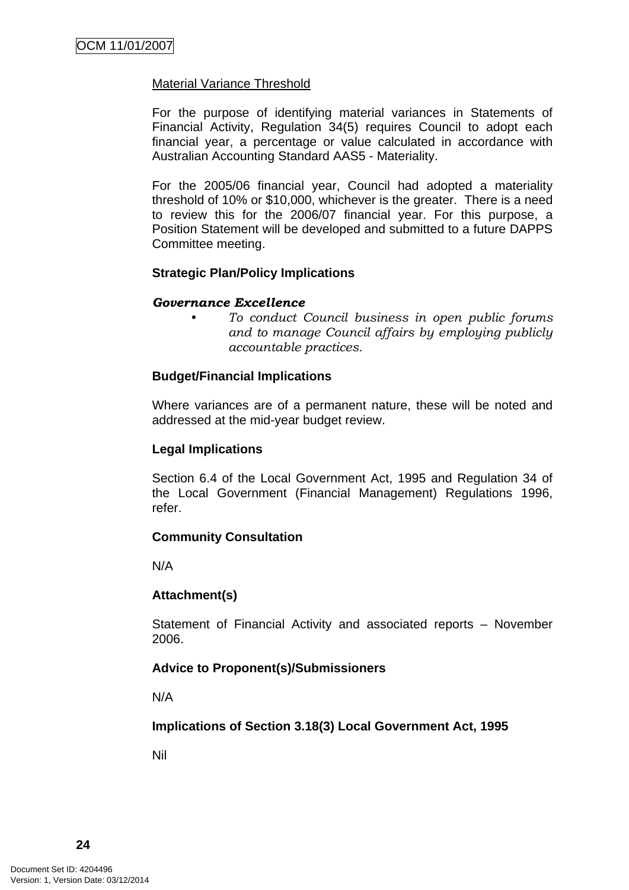Material Variance Threshold

For the purpose of identifying material variances in Statements of Financial Activity, Regulation 34(5) requires Council to adopt each financial year, a percentage or value calculated in accordance with Australian Accounting Standard AAS5 - Materiality.

For the 2005/06 financial year, Council had adopted a materiality threshold of 10% or $10,000, whichever is the greater. There is a need to review this for the 2006/07 financial year. For this purpose, a Position Statement will be developed and submitted to a future DAPPS Committee meeting.

**Strategic Plan/Policy Implications**

***Governance Excellence***

- *To conduct Council business in open public forums and to manage Council affairs by employing publicly accountable practices.*

**Budget/Financial Implications**

Where variances are of a permanent nature, these will be noted and addressed at the mid-year budget review.

**Legal Implications**

Section 6.4 of the Local Government Act, 1995 and Regulation 34 of the Local Government (Financial Management) Regulations 1996, refer.

**Community Consultation**

N/A

**Attachment(s)**

Statement of Financial Activity and associated reports – November 2006.

**Advice to Proponent(s)/Submissioners**

N/A

**Implications of Section 3.18(3) Local Government Act, 1995**

Nil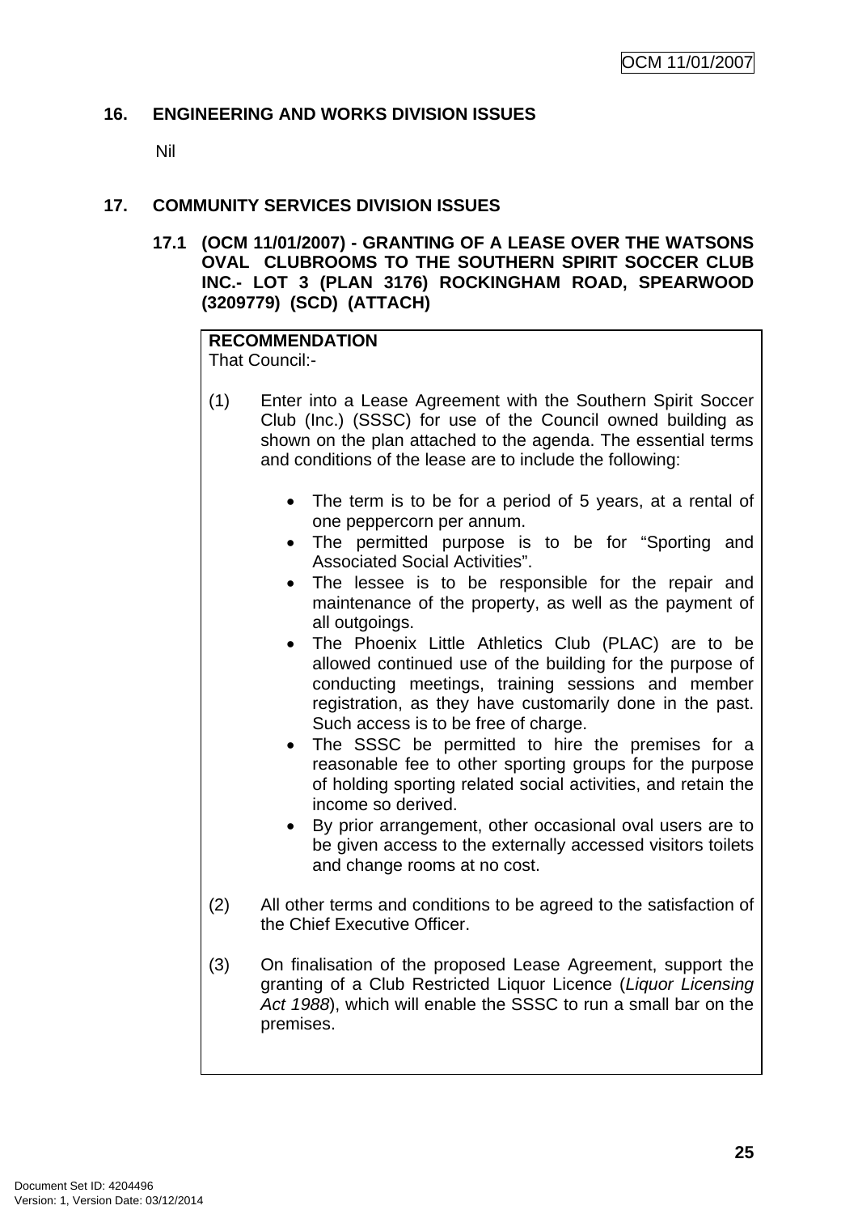## 16. ENGINEERING AND WORKS DIVISION ISSUES

Nil

## 17. COMMUNITY SERVICES DIVISION ISSUES

### 17.1 (OCM 11/01/2007) - GRANTING OF A LEASE OVER THE WATSONS OVAL CLUBROOMS TO THE SOUTHERN SPIRIT SOCCER CLUB INC.- LOT 3 (PLAN 3176) ROCKINGHAM ROAD, SPEARWOOD (3209779) (SCD) (ATTACH)

**RECOMMENDATION**
That Council:-

(1) Enter into a Lease Agreement with the Southern Spirit Soccer Club (Inc.) (SSSC) for use of the Council owned building as shown on the plan attached to the agenda. The essential terms and conditions of the lease are to include the following:

- The term is to be for a period of 5 years, at a rental of one peppercorn per annum.
- The permitted purpose is to be for "Sporting and Associated Social Activities".
- The lessee is to be responsible for the repair and maintenance of the property, as well as the payment of all outgoings.
- The Phoenix Little Athletics Club (PLAC) are to be allowed continued use of the building for the purpose of conducting meetings, training sessions and member registration, as they have customarily done in the past. Such access is to be free of charge.
- The SSSC be permitted to hire the premises for a reasonable fee to other sporting groups for the purpose of holding sporting related social activities, and retain the income so derived.
- By prior arrangement, other occasional oval users are to be given access to the externally accessed visitors toilets and change rooms at no cost.

(2) All other terms and conditions to be agreed to the satisfaction of the Chief Executive Officer.

(3) On finalisation of the proposed Lease Agreement, support the granting of a Club Restricted Liquor Licence (*Liquor Licensing Act 1988*), which will enable the SSSC to run a small bar on the premises.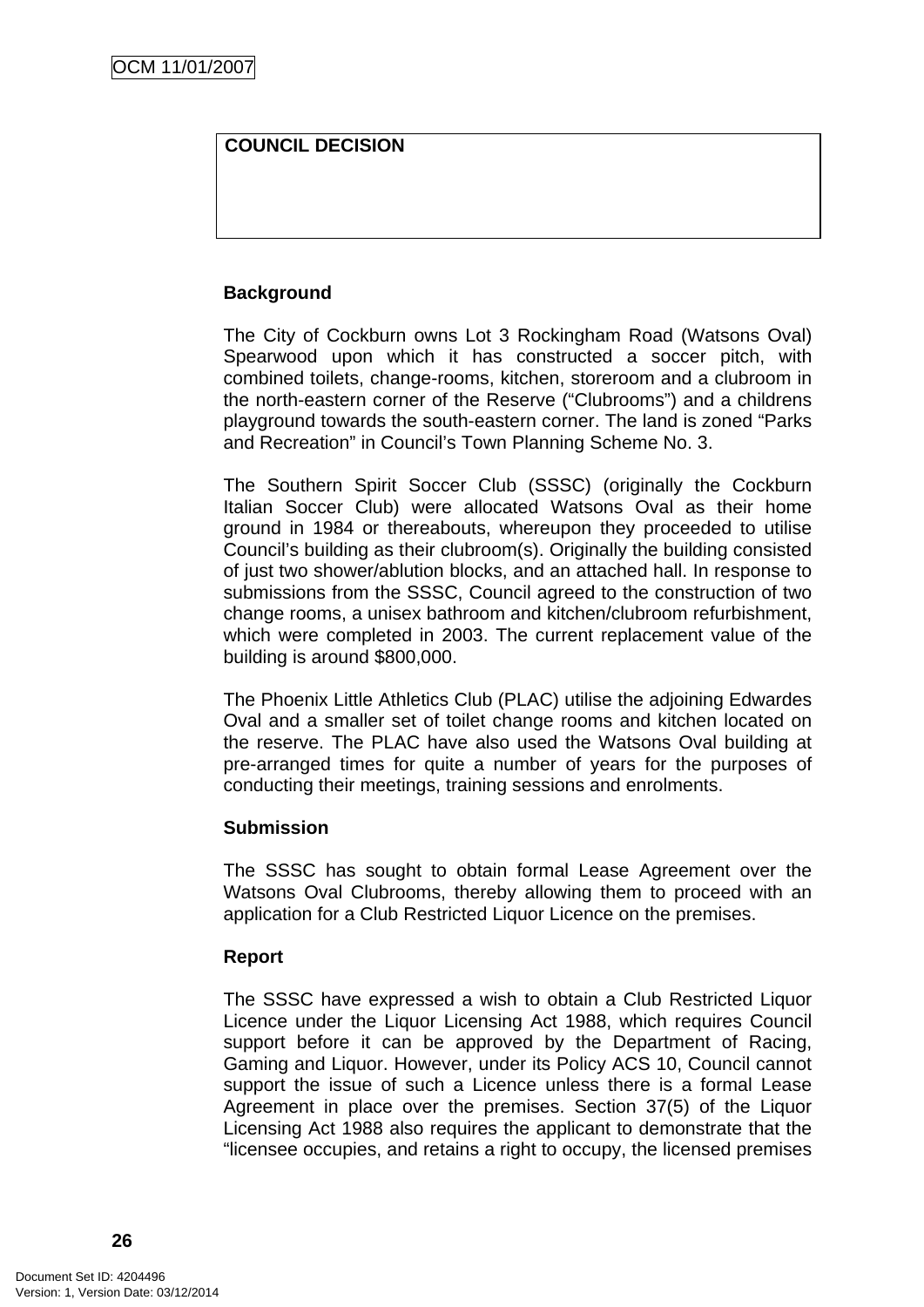**COUNCIL DECISION**

**Background**

The City of Cockburn owns Lot 3 Rockingham Road (Watsons Oval) Spearwood upon which it has constructed a soccer pitch, with combined toilets, change-rooms, kitchen, storeroom and a clubroom in the north-eastern corner of the Reserve ("Clubrooms") and a childrens playground towards the south-eastern corner. The land is zoned "Parks and Recreation" in Council's Town Planning Scheme No. 3.

The Southern Spirit Soccer Club (SSSC) (originally the Cockburn Italian Soccer Club) were allocated Watsons Oval as their home ground in 1984 or thereabouts, whereupon they proceeded to utilise Council's building as their clubroom(s). Originally the building consisted of just two shower/ablution blocks, and an attached hall. In response to submissions from the SSSC, Council agreed to the construction of two change rooms, a unisex bathroom and kitchen/clubroom refurbishment, which were completed in 2003. The current replacement value of the building is around $800,000.

The Phoenix Little Athletics Club (PLAC) utilise the adjoining Edwardes Oval and a smaller set of toilet change rooms and kitchen located on the reserve. The PLAC have also used the Watsons Oval building at pre-arranged times for quite a number of years for the purposes of conducting their meetings, training sessions and enrolments.

**Submission**

The SSSC has sought to obtain formal Lease Agreement over the Watsons Oval Clubrooms, thereby allowing them to proceed with an application for a Club Restricted Liquor Licence on the premises.

**Report**

The SSSC have expressed a wish to obtain a Club Restricted Liquor Licence under the Liquor Licensing Act 1988, which requires Council support before it can be approved by the Department of Racing, Gaming and Liquor. However, under its Policy ACS 10, Council cannot support the issue of such a Licence unless there is a formal Lease Agreement in place over the premises. Section 37(5) of the Liquor Licensing Act 1988 also requires the applicant to demonstrate that the "licensee occupies, and retains a right to occupy, the licensed premises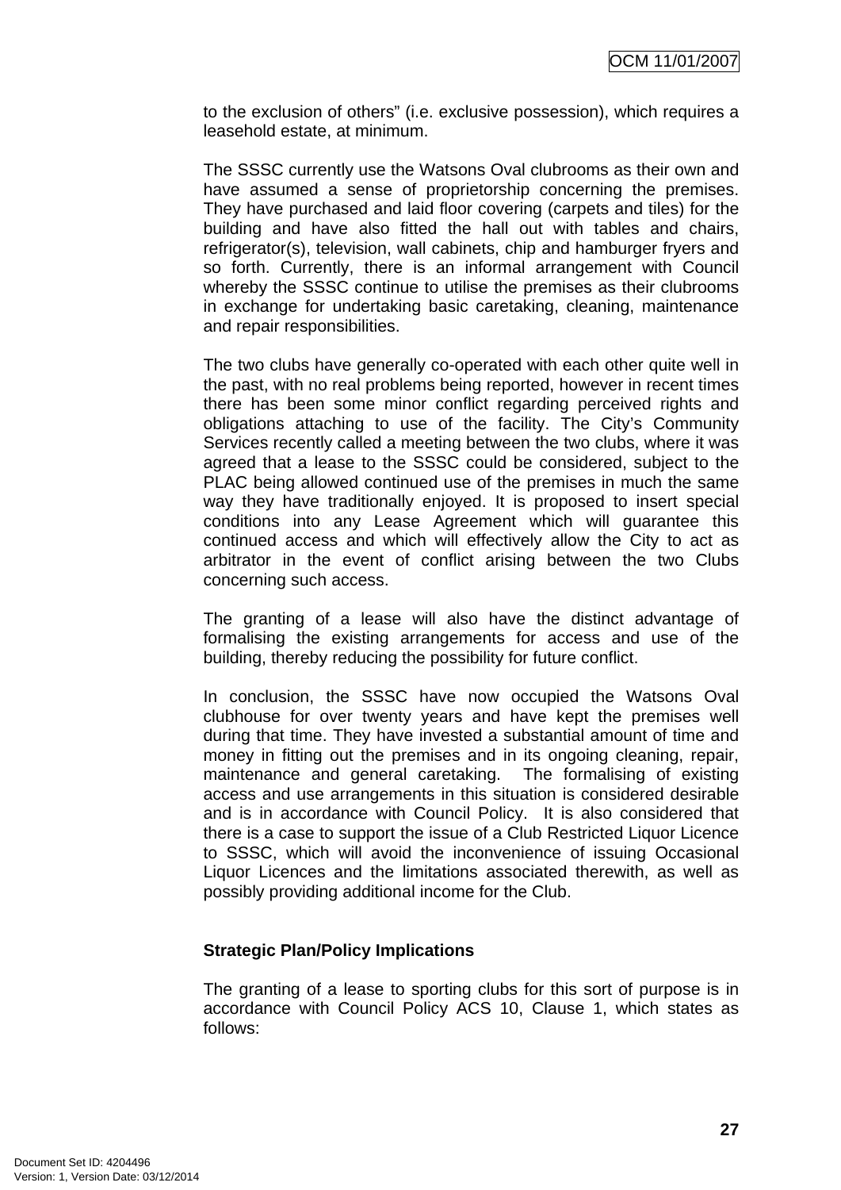to the exclusion of others" (i.e. exclusive possession), which requires a leasehold estate, at minimum.

The SSSC currently use the Watsons Oval clubrooms as their own and have assumed a sense of proprietorship concerning the premises. They have purchased and laid floor covering (carpets and tiles) for the building and have also fitted the hall out with tables and chairs, refrigerator(s), television, wall cabinets, chip and hamburger fryers and so forth. Currently, there is an informal arrangement with Council whereby the SSSC continue to utilise the premises as their clubrooms in exchange for undertaking basic caretaking, cleaning, maintenance and repair responsibilities.

The two clubs have generally co-operated with each other quite well in the past, with no real problems being reported, however in recent times there has been some minor conflict regarding perceived rights and obligations attaching to use of the facility. The City's Community Services recently called a meeting between the two clubs, where it was agreed that a lease to the SSSC could be considered, subject to the PLAC being allowed continued use of the premises in much the same way they have traditionally enjoyed. It is proposed to insert special conditions into any Lease Agreement which will guarantee this continued access and which will effectively allow the City to act as arbitrator in the event of conflict arising between the two Clubs concerning such access.

The granting of a lease will also have the distinct advantage of formalising the existing arrangements for access and use of the building, thereby reducing the possibility for future conflict.

In conclusion, the SSSC have now occupied the Watsons Oval clubhouse for over twenty years and have kept the premises well during that time. They have invested a substantial amount of time and money in fitting out the premises and in its ongoing cleaning, repair, maintenance and general caretaking. The formalising of existing access and use arrangements in this situation is considered desirable and is in accordance with Council Policy. It is also considered that there is a case to support the issue of a Club Restricted Liquor Licence to SSSC, which will avoid the inconvenience of issuing Occasional Liquor Licences and the limitations associated therewith, as well as possibly providing additional income for the Club.

**Strategic Plan/Policy Implications**

The granting of a lease to sporting clubs for this sort of purpose is in accordance with Council Policy ACS 10, Clause 1, which states as follows: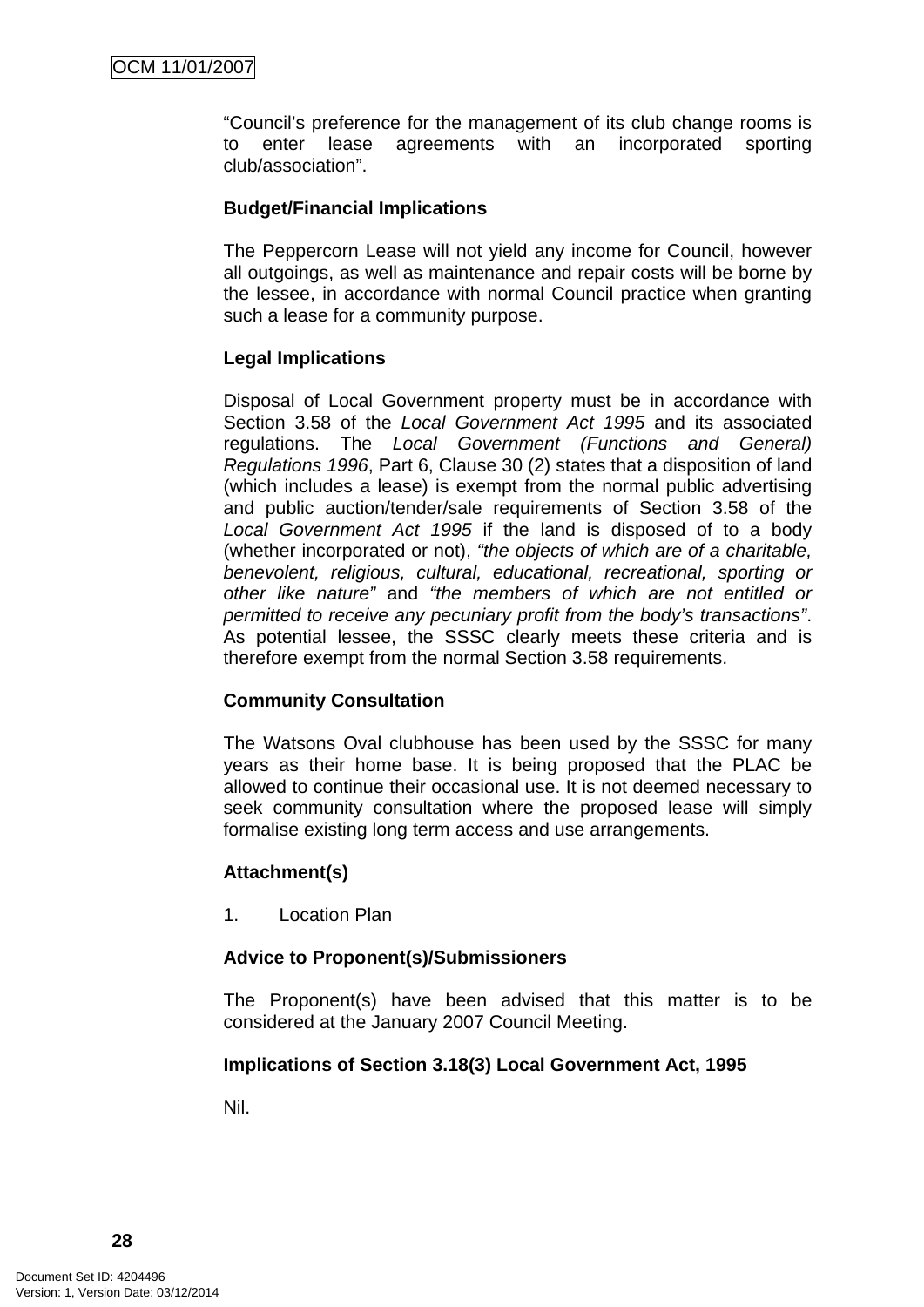"Council's preference for the management of its club change rooms is to enter lease agreements with an incorporated sporting club/association".

**Budget/Financial Implications**

The Peppercorn Lease will not yield any income for Council, however all outgoings, as well as maintenance and repair costs will be borne by the lessee, in accordance with normal Council practice when granting such a lease for a community purpose.

**Legal Implications**

Disposal of Local Government property must be in accordance with Section 3.58 of the *Local Government Act 1995* and its associated regulations. The *Local Government (Functions and General) Regulations 1996*, Part 6, Clause 30 (2) states that a disposition of land (which includes a lease) is exempt from the normal public advertising and public auction/tender/sale requirements of Section 3.58 of the *Local Government Act 1995* if the land is disposed of to a body (whether incorporated or not), *"the objects of which are of a charitable, benevolent, religious, cultural, educational, recreational, sporting or other like nature"* and *"the members of which are not entitled or permitted to receive any pecuniary profit from the body's transactions"*. As potential lessee, the SSSC clearly meets these criteria and is therefore exempt from the normal Section 3.58 requirements.

**Community Consultation**

The Watsons Oval clubhouse has been used by the SSSC for many years as their home base. It is being proposed that the PLAC be allowed to continue their occasional use. It is not deemed necessary to seek community consultation where the proposed lease will simply formalise existing long term access and use arrangements.

**Attachment(s)**

1. Location Plan

**Advice to Proponent(s)/Submissioners**

The Proponent(s) have been advised that this matter is to be considered at the January 2007 Council Meeting.

**Implications of Section 3.18(3) Local Government Act, 1995**

Nil.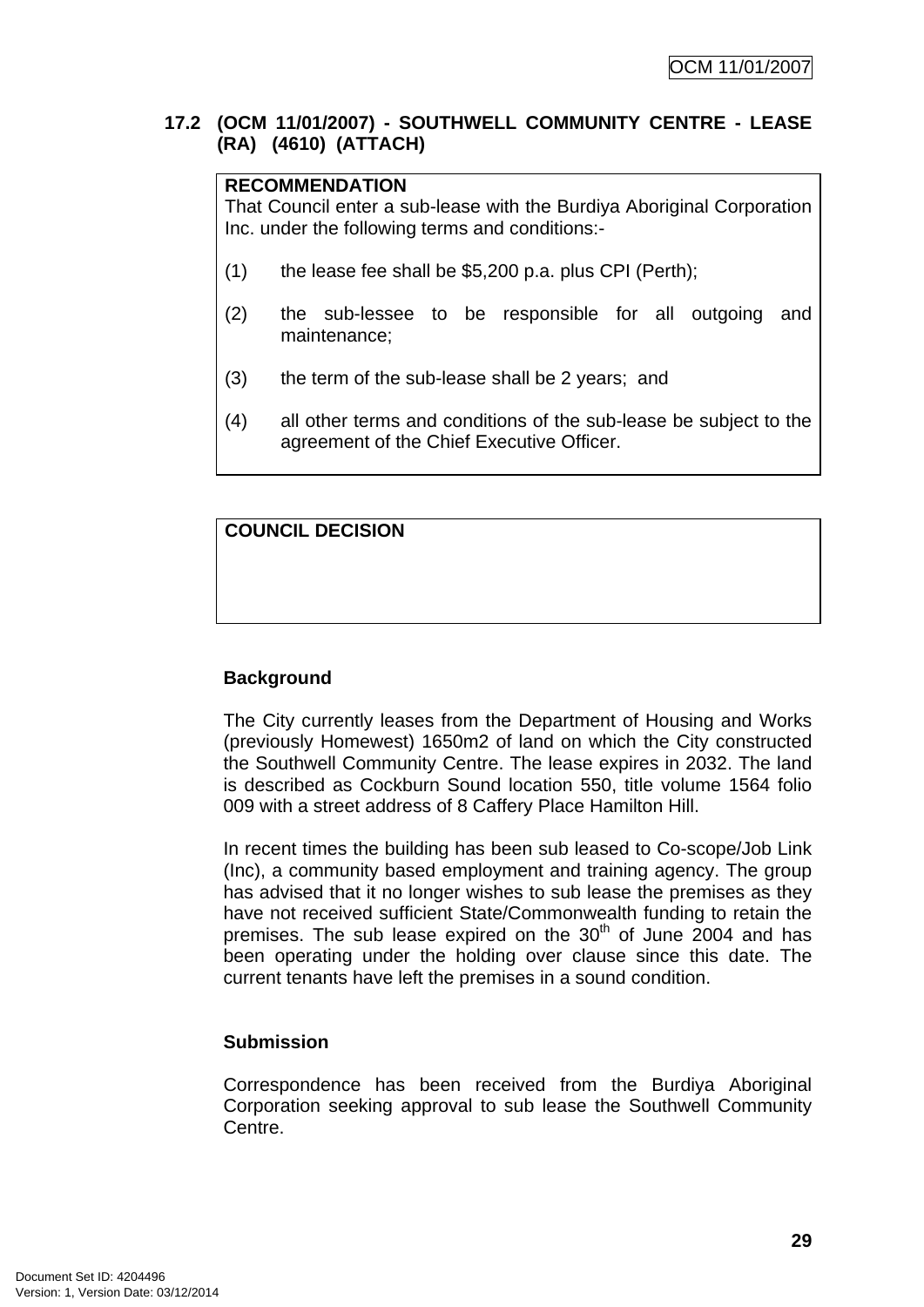### 17.2 (OCM 11/01/2007) - SOUTHWELL COMMUNITY CENTRE - LEASE (RA) (4610) (ATTACH)

**RECOMMENDATION**
That Council enter a sub-lease with the Burdiya Aboriginal Corporation Inc. under the following terms and conditions:-

(1) the lease fee shall be $5,200 p.a. plus CPI (Perth);

(2) the sub-lessee to be responsible for all outgoing and maintenance;

(3) the term of the sub-lease shall be 2 years; and

(4) all other terms and conditions of the sub-lease be subject to the agreement of the Chief Executive Officer.

**COUNCIL DECISION**

**Background**

The City currently leases from the Department of Housing and Works (previously Homewest) 1650m2 of land on which the City constructed the Southwell Community Centre. The lease expires in 2032. The land is described as Cockburn Sound location 550, title volume 1564 folio 009 with a street address of 8 Caffery Place Hamilton Hill.

In recent times the building has been sub leased to Co-scope/Job Link (Inc), a community based employment and training agency. The group has advised that it no longer wishes to sub lease the premises as they have not received sufficient State/Commonwealth funding to retain the premises. The sub lease expired on the 30th of June 2004 and has been operating under the holding over clause since this date. The current tenants have left the premises in a sound condition.

**Submission**

Correspondence has been received from the Burdiya Aboriginal Corporation seeking approval to sub lease the Southwell Community Centre.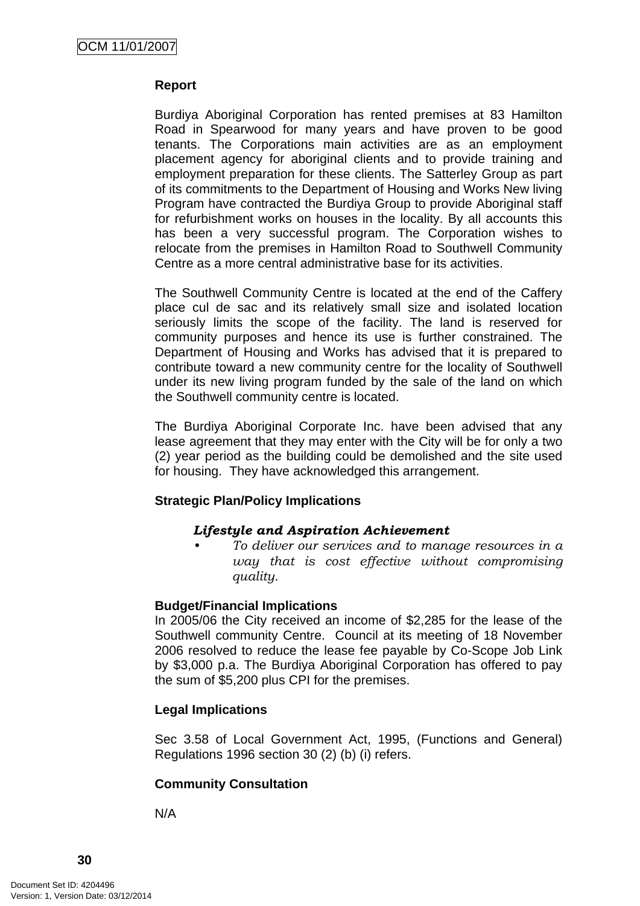**Report**

Burdiya Aboriginal Corporation has rented premises at 83 Hamilton Road in Spearwood for many years and have proven to be good tenants. The Corporations main activities are as an employment placement agency for aboriginal clients and to provide training and employment preparation for these clients. The Satterley Group as part of its commitments to the Department of Housing and Works New living Program have contracted the Burdiya Group to provide Aboriginal staff for refurbishment works on houses in the locality. By all accounts this has been a very successful program. The Corporation wishes to relocate from the premises in Hamilton Road to Southwell Community Centre as a more central administrative base for its activities.

The Southwell Community Centre is located at the end of the Caffery place cul de sac and its relatively small size and isolated location seriously limits the scope of the facility. The land is reserved for community purposes and hence its use is further constrained. The Department of Housing and Works has advised that it is prepared to contribute toward a new community centre for the locality of Southwell under its new living program funded by the sale of the land on which the Southwell community centre is located.

The Burdiya Aboriginal Corporate Inc. have been advised that any lease agreement that they may enter with the City will be for only a two (2) year period as the building could be demolished and the site used for housing. They have acknowledged this arrangement.

**Strategic Plan/Policy Implications**

***Lifestyle and Aspiration Achievement***

- *To deliver our services and to manage resources in a way that is cost effective without compromising quality.*

**Budget/Financial Implications**

In 2005/06 the City received an income of $2,285 for the lease of the Southwell community Centre. Council at its meeting of 18 November 2006 resolved to reduce the lease fee payable by Co-Scope Job Link by $3,000 p.a. The Burdiya Aboriginal Corporation has offered to pay the sum of $5,200 plus CPI for the premises.

**Legal Implications**

Sec 3.58 of Local Government Act, 1995, (Functions and General) Regulations 1996 section 30 (2) (b) (i) refers.

**Community Consultation**

N/A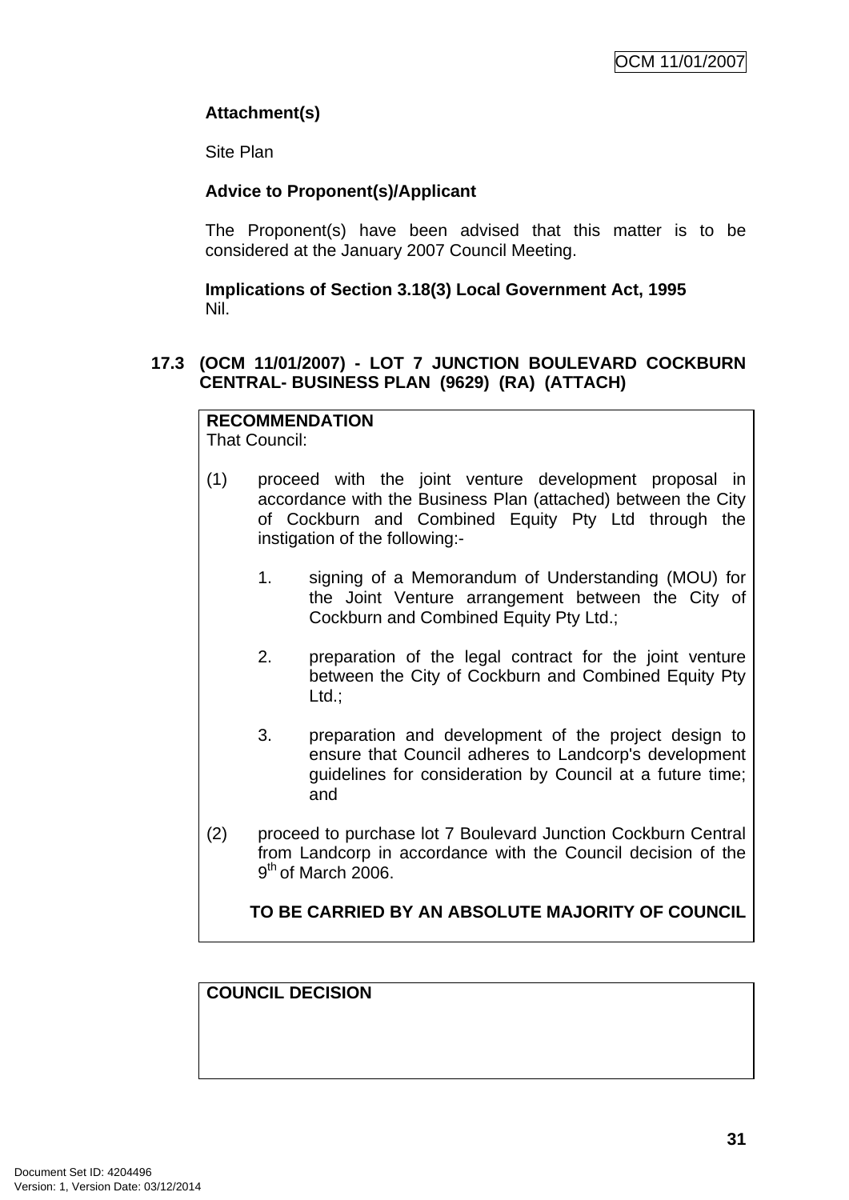**Attachment(s)**

Site Plan

**Advice to Proponent(s)/Applicant**

The Proponent(s) have been advised that this matter is to be considered at the January 2007 Council Meeting.

**Implications of Section 3.18(3) Local Government Act, 1995**
Nil.

## 17.3 (OCM 11/01/2007) - LOT 7 JUNCTION BOULEVARD COCKBURN CENTRAL- BUSINESS PLAN (9629) (RA) (ATTACH)

**RECOMMENDATION**
That Council:

(1) proceed with the joint venture development proposal in accordance with the Business Plan (attached) between the City of Cockburn and Combined Equity Pty Ltd through the instigation of the following:-

1. signing of a Memorandum of Understanding (MOU) for the Joint Venture arrangement between the City of Cockburn and Combined Equity Pty Ltd.;

2. preparation of the legal contract for the joint venture between the City of Cockburn and Combined Equity Pty Ltd.;

3. preparation and development of the project design to ensure that Council adheres to Landcorp's development guidelines for consideration by Council at a future time; and

(2) proceed to purchase lot 7 Boulevard Junction Cockburn Central from Landcorp in accordance with the Council decision of the 9th of March 2006.

**TO BE CARRIED BY AN ABSOLUTE MAJORITY OF COUNCIL**

**COUNCIL DECISION**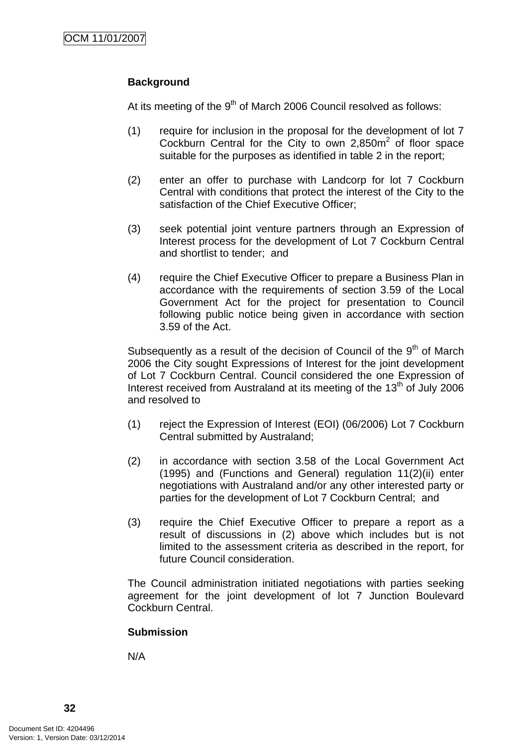**Background**

At its meeting of the 9th of March 2006 Council resolved as follows:

(1) require for inclusion in the proposal for the development of lot 7 Cockburn Central for the City to own 2,850m$^2$ of floor space suitable for the purposes as identified in table 2 in the report;

(2) enter an offer to purchase with Landcorp for lot 7 Cockburn Central with conditions that protect the interest of the City to the satisfaction of the Chief Executive Officer;

(3) seek potential joint venture partners through an Expression of Interest process for the development of Lot 7 Cockburn Central and shortlist to tender; and

(4) require the Chief Executive Officer to prepare a Business Plan in accordance with the requirements of section 3.59 of the Local Government Act for the project for presentation to Council following public notice being given in accordance with section 3.59 of the Act.

Subsequently as a result of the decision of Council of the 9th of March 2006 the City sought Expressions of Interest for the joint development of Lot 7 Cockburn Central. Council considered the one Expression of Interest received from Australand at its meeting of the 13th of July 2006 and resolved to

(1) reject the Expression of Interest (EOI) (06/2006) Lot 7 Cockburn Central submitted by Australand;

(2) in accordance with section 3.58 of the Local Government Act (1995) and (Functions and General) regulation 11(2)(ii) enter negotiations with Australand and/or any other interested party or parties for the development of Lot 7 Cockburn Central; and

(3) require the Chief Executive Officer to prepare a report as a result of discussions in (2) above which includes but is not limited to the assessment criteria as described in the report, for future Council consideration.

The Council administration initiated negotiations with parties seeking agreement for the joint development of lot 7 Junction Boulevard Cockburn Central.

**Submission**

N/A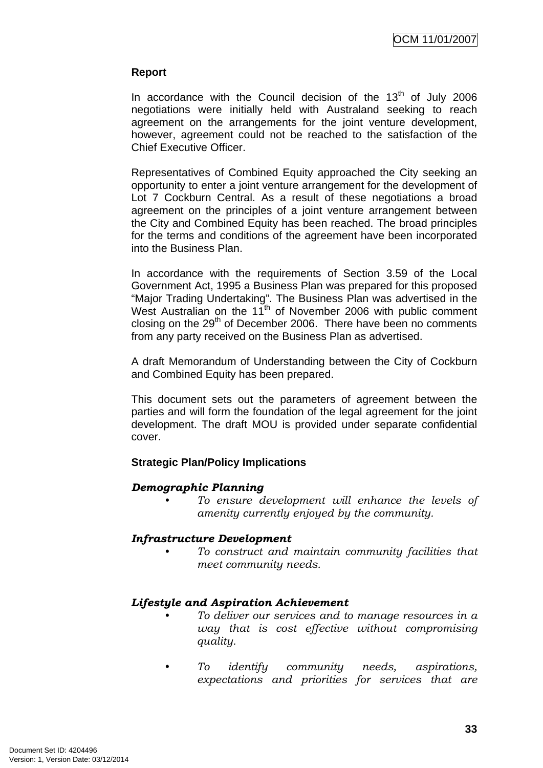**Report**

In accordance with the Council decision of the 13th of July 2006 negotiations were initially held with Australand seeking to reach agreement on the arrangements for the joint venture development, however, agreement could not be reached to the satisfaction of the Chief Executive Officer.

Representatives of Combined Equity approached the City seeking an opportunity to enter a joint venture arrangement for the development of Lot 7 Cockburn Central. As a result of these negotiations a broad agreement on the principles of a joint venture arrangement between the City and Combined Equity has been reached. The broad principles for the terms and conditions of the agreement have been incorporated into the Business Plan.

In accordance with the requirements of Section 3.59 of the Local Government Act, 1995 a Business Plan was prepared for this proposed "Major Trading Undertaking". The Business Plan was advertised in the West Australian on the 11th of November 2006 with public comment closing on the 29th of December 2006. There have been no comments from any party received on the Business Plan as advertised.

A draft Memorandum of Understanding between the City of Cockburn and Combined Equity has been prepared.

This document sets out the parameters of agreement between the parties and will form the foundation of the legal agreement for the joint development. The draft MOU is provided under separate confidential cover.

**Strategic Plan/Policy Implications**

***Demographic Planning***

- *To ensure development will enhance the levels of amenity currently enjoyed by the community.*

***Infrastructure Development***

- *To construct and maintain community facilities that meet community needs.*

***Lifestyle and Aspiration Achievement***

- *To deliver our services and to manage resources in a way that is cost effective without compromising quality.*

- *To identify community needs, aspirations, expectations and priorities for services that are*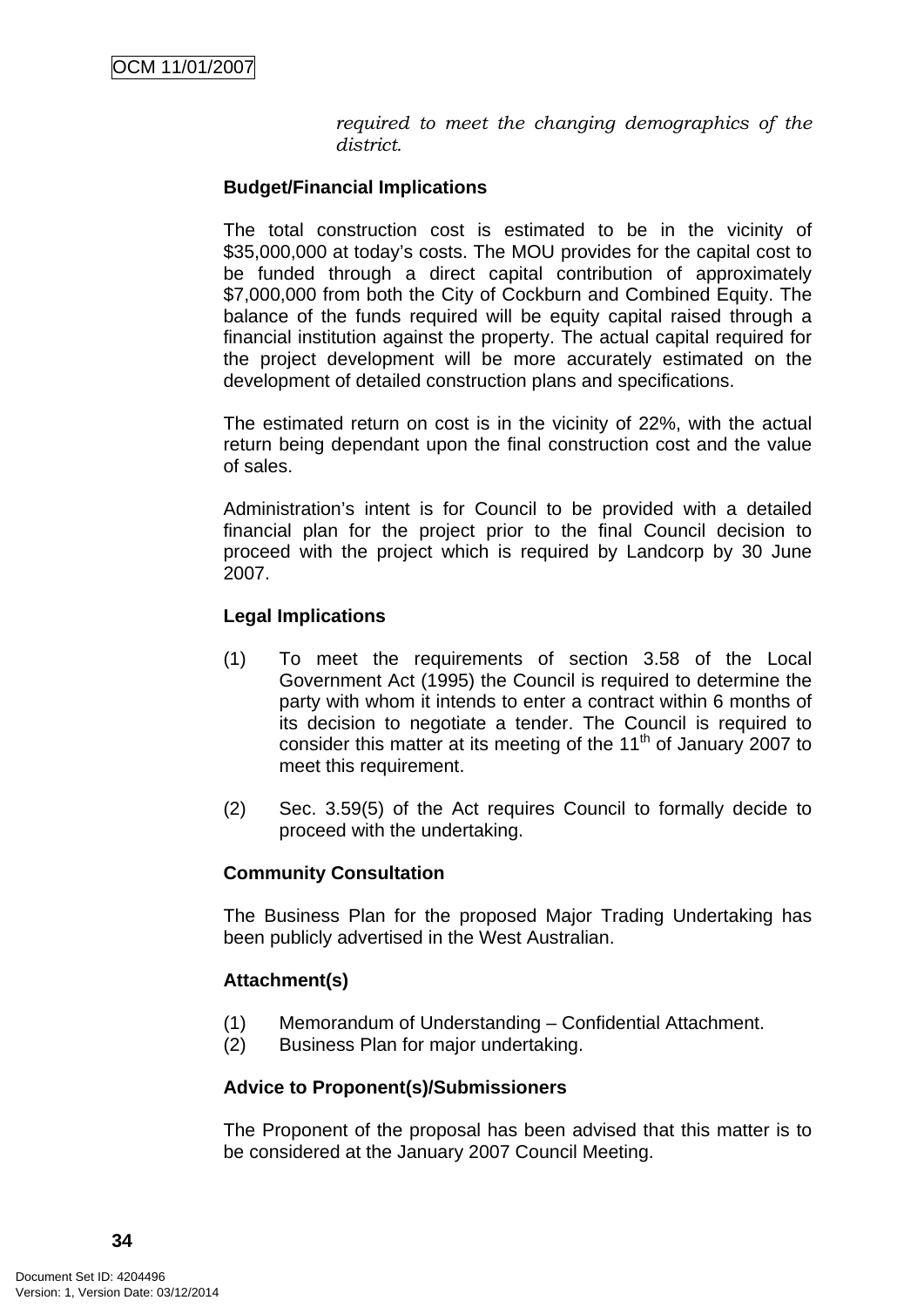*required to meet the changing demographics of the district.*

**Budget/Financial Implications**

The total construction cost is estimated to be in the vicinity of $35,000,000 at today's costs. The MOU provides for the capital cost to be funded through a direct capital contribution of approximately $7,000,000 from both the City of Cockburn and Combined Equity. The balance of the funds required will be equity capital raised through a financial institution against the property. The actual capital required for the project development will be more accurately estimated on the development of detailed construction plans and specifications.

The estimated return on cost is in the vicinity of 22%, with the actual return being dependant upon the final construction cost and the value of sales.

Administration's intent is for Council to be provided with a detailed financial plan for the project prior to the final Council decision to proceed with the project which is required by Landcorp by 30 June 2007.

**Legal Implications**

(1) To meet the requirements of section 3.58 of the Local Government Act (1995) the Council is required to determine the party with whom it intends to enter a contract within 6 months of its decision to negotiate a tender. The Council is required to consider this matter at its meeting of the 11th of January 2007 to meet this requirement.

(2) Sec. 3.59(5) of the Act requires Council to formally decide to proceed with the undertaking.

**Community Consultation**

The Business Plan for the proposed Major Trading Undertaking has been publicly advertised in the West Australian.

**Attachment(s)**

(1) Memorandum of Understanding – Confidential Attachment.
(2) Business Plan for major undertaking.

**Advice to Proponent(s)/Submissioners**

The Proponent of the proposal has been advised that this matter is to be considered at the January 2007 Council Meeting.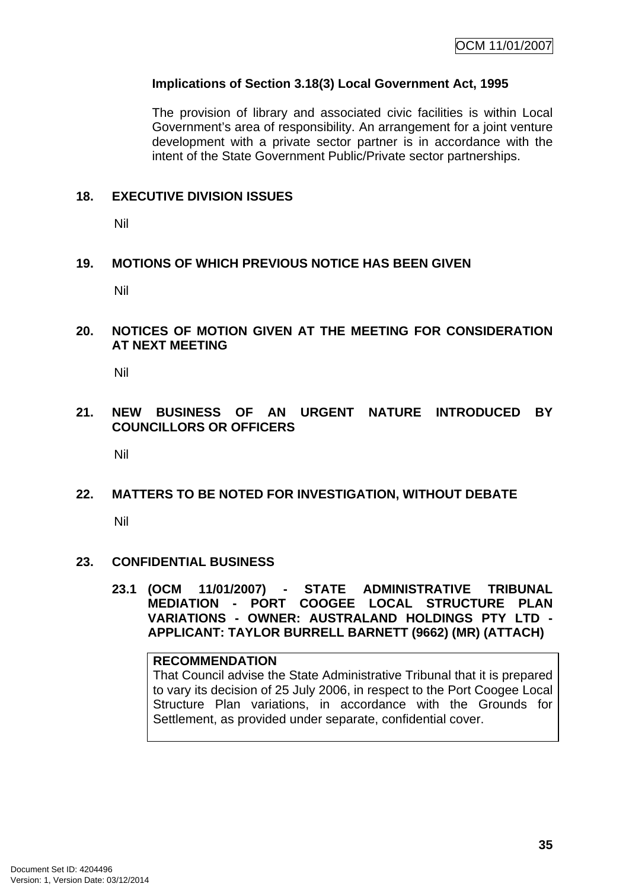**Implications of Section 3.18(3) Local Government Act, 1995**

The provision of library and associated civic facilities is within Local Government's area of responsibility. An arrangement for a joint venture development with a private sector partner is in accordance with the intent of the State Government Public/Private sector partnerships.

## 18. EXECUTIVE DIVISION ISSUES

Nil

## 19. MOTIONS OF WHICH PREVIOUS NOTICE HAS BEEN GIVEN

Nil

## 20. NOTICES OF MOTION GIVEN AT THE MEETING FOR CONSIDERATION AT NEXT MEETING

Nil

## 21. NEW BUSINESS OF AN URGENT NATURE INTRODUCED BY COUNCILLORS OR OFFICERS

Nil

## 22. MATTERS TO BE NOTED FOR INVESTIGATION, WITHOUT DEBATE

Nil

## 23. CONFIDENTIAL BUSINESS

### 23.1 (OCM 11/01/2007) - STATE ADMINISTRATIVE TRIBUNAL MEDIATION - PORT COOGEE LOCAL STRUCTURE PLAN VARIATIONS - OWNER: AUSTRALAND HOLDINGS PTY LTD - APPLICANT: TAYLOR BURRELL BARNETT (9662) (MR) (ATTACH)

**RECOMMENDATION**

That Council advise the State Administrative Tribunal that it is prepared to vary its decision of 25 July 2006, in respect to the Port Coogee Local Structure Plan variations, in accordance with the Grounds for Settlement, as provided under separate, confidential cover.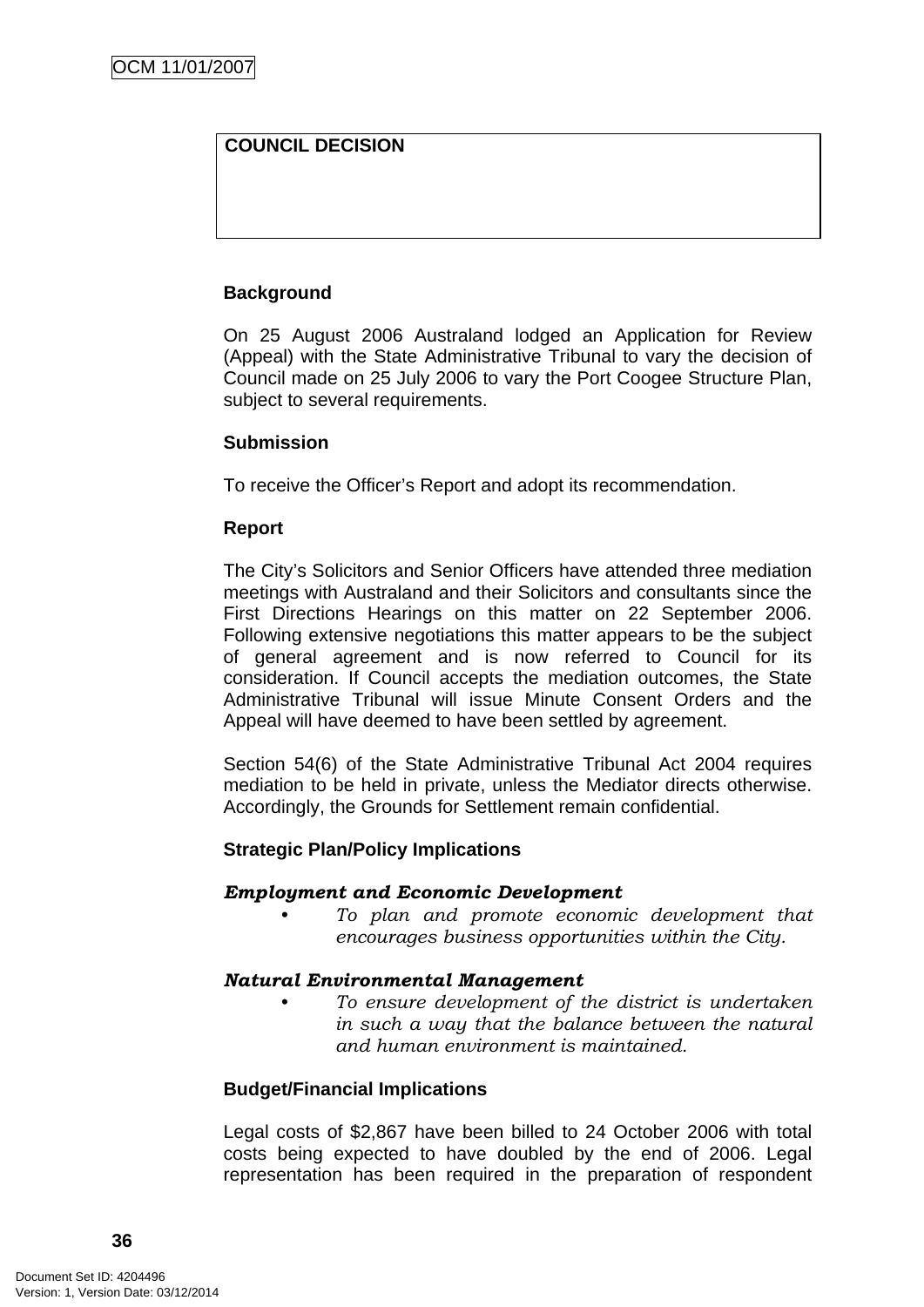**COUNCIL DECISION**

**Background**

On 25 August 2006 Australand lodged an Application for Review (Appeal) with the State Administrative Tribunal to vary the decision of Council made on 25 July 2006 to vary the Port Coogee Structure Plan, subject to several requirements.

**Submission**

To receive the Officer's Report and adopt its recommendation.

**Report**

The City's Solicitors and Senior Officers have attended three mediation meetings with Australand and their Solicitors and consultants since the First Directions Hearings on this matter on 22 September 2006. Following extensive negotiations this matter appears to be the subject of general agreement and is now referred to Council for its consideration. If Council accepts the mediation outcomes, the State Administrative Tribunal will issue Minute Consent Orders and the Appeal will have deemed to have been settled by agreement.

Section 54(6) of the State Administrative Tribunal Act 2004 requires mediation to be held in private, unless the Mediator directs otherwise. Accordingly, the Grounds for Settlement remain confidential.

**Strategic Plan/Policy Implications**

***Employment and Economic Development***

- *To plan and promote economic development that encourages business opportunities within the City.*

***Natural Environmental Management***

- *To ensure development of the district is undertaken in such a way that the balance between the natural and human environment is maintained.*

**Budget/Financial Implications**

Legal costs of $2,867 have been billed to 24 October 2006 with total costs being expected to have doubled by the end of 2006. Legal representation has been required in the preparation of respondent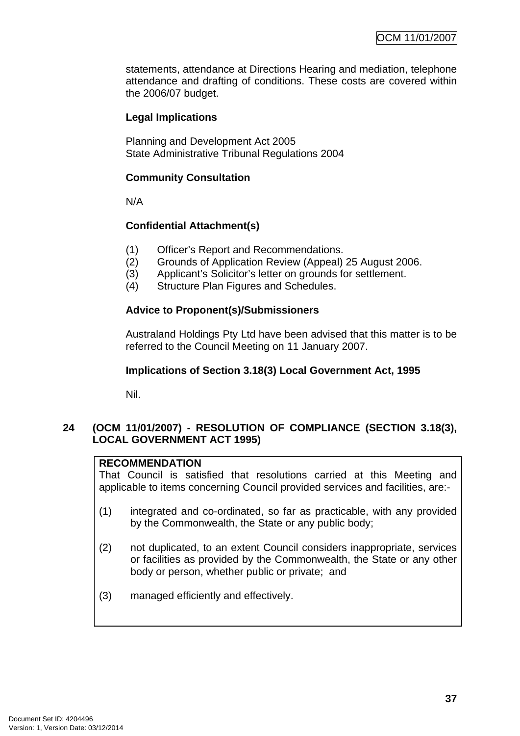statements, attendance at Directions Hearing and mediation, telephone attendance and drafting of conditions. These costs are covered within the 2006/07 budget.

**Legal Implications**

Planning and Development Act 2005
State Administrative Tribunal Regulations 2004

**Community Consultation**

N/A

**Confidential Attachment(s)**

(1) Officer's Report and Recommendations.
(2) Grounds of Application Review (Appeal) 25 August 2006.
(3) Applicant's Solicitor's letter on grounds for settlement.
(4) Structure Plan Figures and Schedules.

**Advice to Proponent(s)/Submissioners**

Australand Holdings Pty Ltd have been advised that this matter is to be referred to the Council Meeting on 11 January 2007.

**Implications of Section 3.18(3) Local Government Act, 1995**

Nil.

## 24 (OCM 11/01/2007) - RESOLUTION OF COMPLIANCE (SECTION 3.18(3), LOCAL GOVERNMENT ACT 1995)

**RECOMMENDATION**
That Council is satisfied that resolutions carried at this Meeting and applicable to items concerning Council provided services and facilities, are:-

(1) integrated and co-ordinated, so far as practicable, with any provided by the Commonwealth, the State or any public body;

(2) not duplicated, to an extent Council considers inappropriate, services or facilities as provided by the Commonwealth, the State or any other body or person, whether public or private; and

(3) managed efficiently and effectively.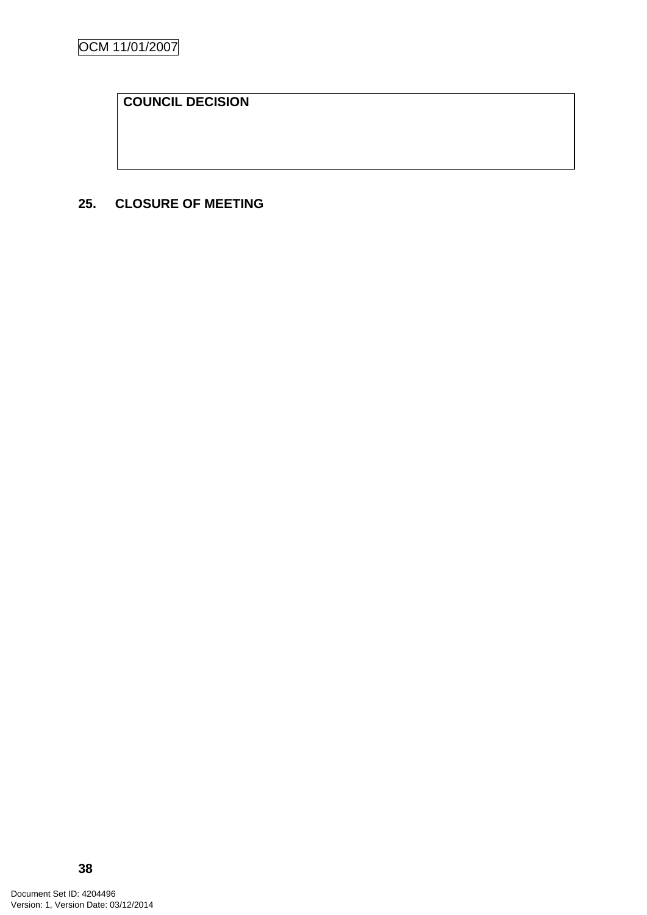| COUNCIL DECISION |
| --- |
| |

## 25. CLOSURE OF MEETING